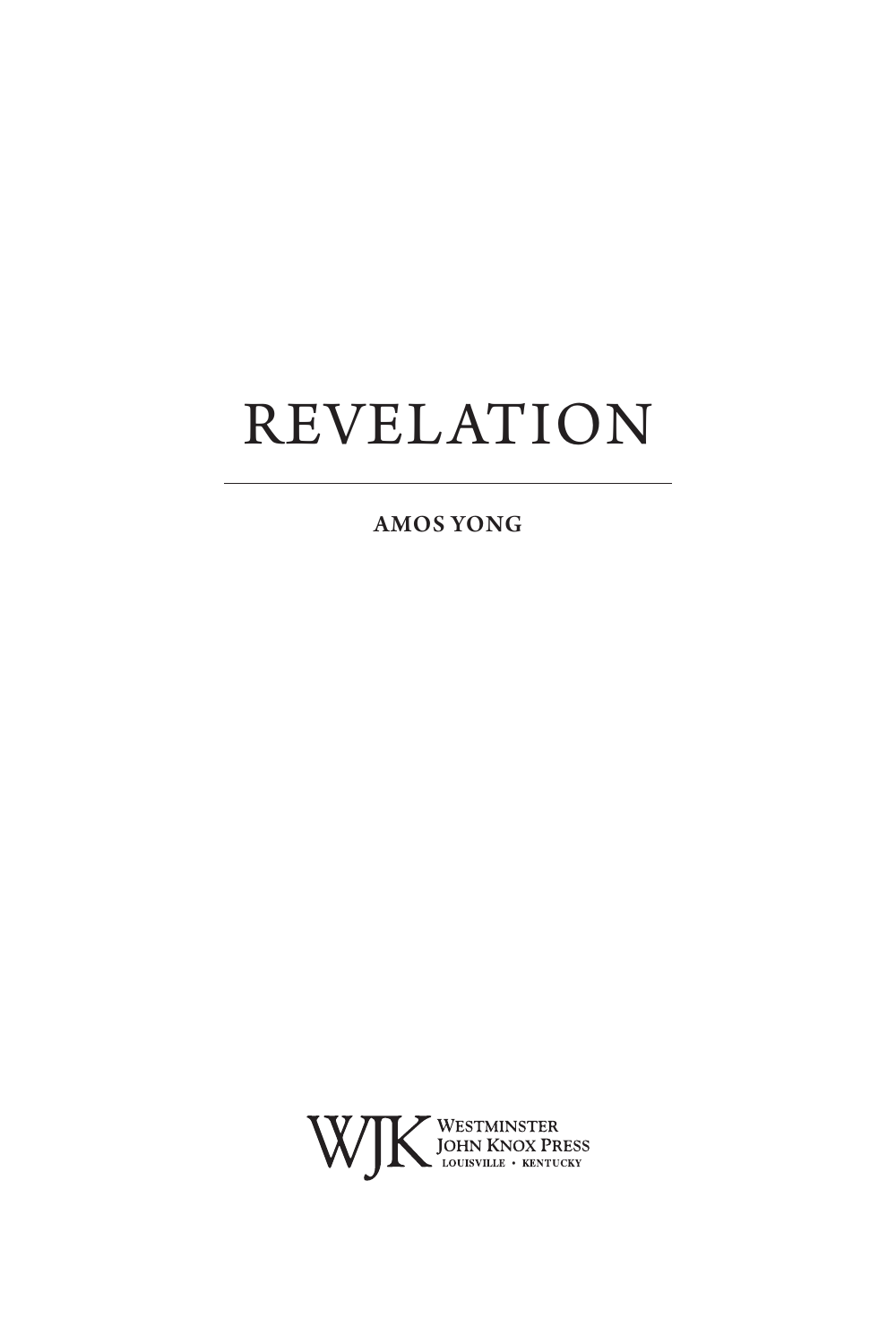# REVELATION

**AMOS YONG**

WJK Westminster John Knox Press
LOUISVILLE • KENTUCKY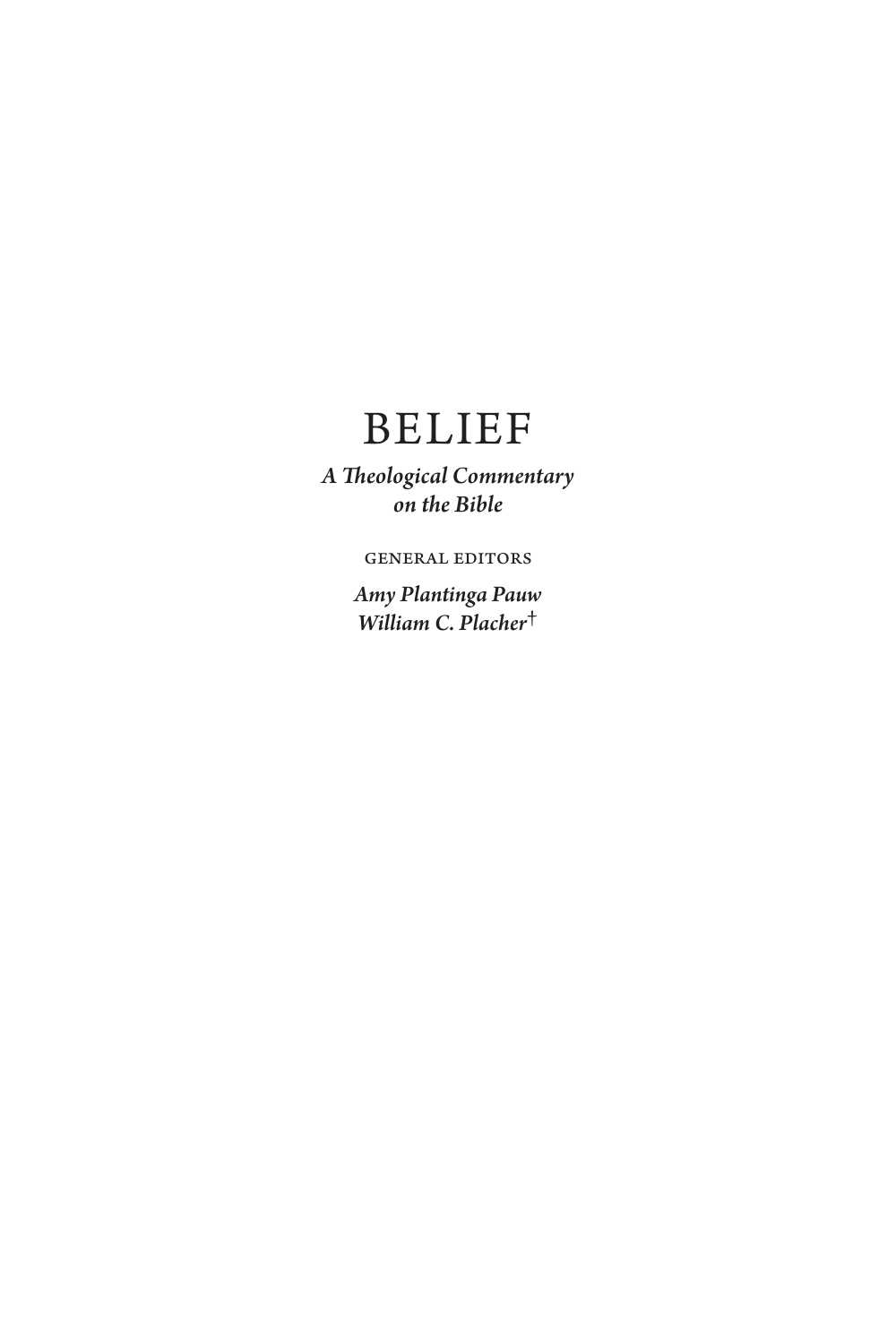# BELIEF

***A Theological Commentary on the Bible***

GENERAL EDITORS

***Amy Plantinga Pauw***
***William C. Placher†***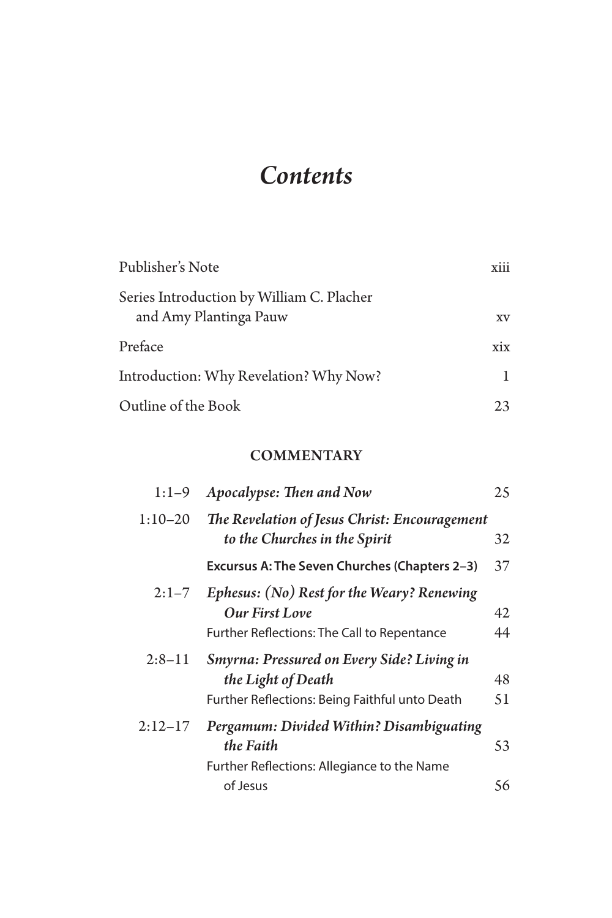# *Contents*

| | | |
|---|---|---|
| Publisher's Note | | xiii |
| Series Introduction by William C. Placher and Amy Plantinga Pauw | | xv |
| Preface | | xix |
| Introduction: Why Revelation? Why Now? | | 1 |
| Outline of the Book | | 23 |

**COMMENTARY**

| | | |
|---|---|---|
| 1:1–9 | ***Apocalypse: Then and Now*** | 25 |
| 1:10–20 | ***The Revelation of Jesus Christ: Encouragement to the Churches in the Spirit*** | 32 |
| | **Excursus A: The Seven Churches (Chapters 2–3)** | 37 |
| 2:1–7 | ***Ephesus: (No) Rest for the Weary? Renewing Our First Love*** | 42 |
| | Further Reflections: The Call to Repentance | 44 |
| 2:8–11 | ***Smyrna: Pressured on Every Side? Living in the Light of Death*** | 48 |
| | Further Reflections: Being Faithful unto Death | 51 |
| 2:12–17 | ***Pergamum: Divided Within? Disambiguating the Faith*** | 53 |
| | Further Reflections: Allegiance to the Name of Jesus | 56 |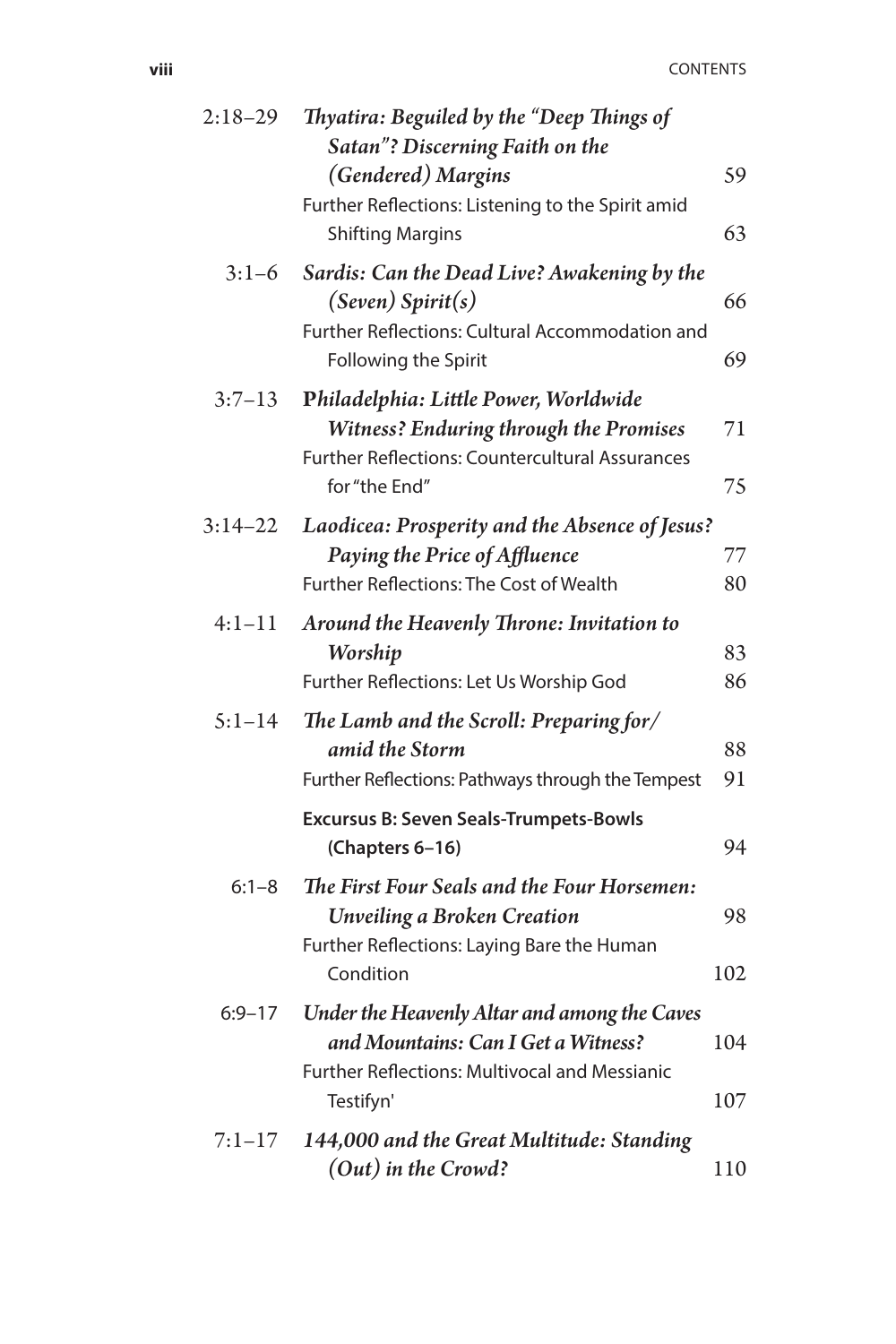| | | |
|---|---|---|
| 2:18–29 | ***Thyatira: Beguiled by the "Deep Things of Satan"? Discerning Faith on the (Gendered) Margins*** | 59 |
| | Further Reflections: Listening to the Spirit amid Shifting Margins | 63 |
| 3:1–6 | ***Sardis: Can the Dead Live? Awakening by the (Seven) Spirit(s)*** | 66 |
| | Further Reflections: Cultural Accommodation and Following the Spirit | 69 |
| 3:7–13 | ***Philadelphia: Little Power, Worldwide Witness? Enduring through the Promises*** | 71 |
| | Further Reflections: Countercultural Assurances for "the End" | 75 |
| 3:14–22 | ***Laodicea: Prosperity and the Absence of Jesus? Paying the Price of Affluence*** | 77 |
| | Further Reflections: The Cost of Wealth | 80 |
| 4:1–11 | ***Around the Heavenly Throne: Invitation to Worship*** | 83 |
| | Further Reflections: Let Us Worship God | 86 |
| 5:1–14 | ***The Lamb and the Scroll: Preparing for/amid the Storm*** | 88 |
| | Further Reflections: Pathways through the Tempest | 91 |
| | **Excursus B: Seven Seals-Trumpets-Bowls (Chapters 6–16)** | 94 |
| 6:1–8 | ***The First Four Seals and the Four Horsemen: Unveiling a Broken Creation*** | 98 |
| | Further Reflections: Laying Bare the Human Condition | 102 |
| 6:9–17 | ***Under the Heavenly Altar and among the Caves and Mountains: Can I Get a Witness?*** | 104 |
| | Further Reflections: Multivocal and Messianic Testifyn' | 107 |
| 7:1–17 | ***144,000 and the Great Multitude: Standing (Out) in the Crowd?*** | 110 |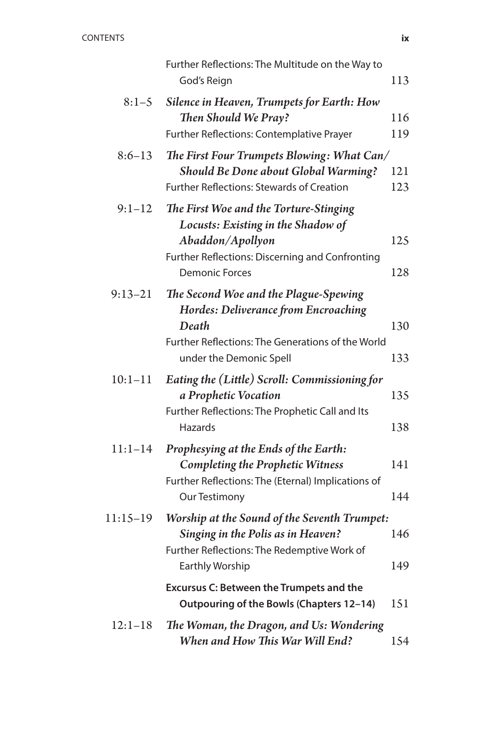| | | |
|---|---|---|
| | Further Reflections: The Multitude on the Way to God's Reign | 113 |
| 8:1–5 | ***Silence in Heaven, Trumpets for Earth: How Then Should We Pray?*** | 116 |
| | Further Reflections: Contemplative Prayer | 119 |
| 8:6–13 | ***The First Four Trumpets Blowing: What Can/ Should Be Done about Global Warming?*** | 121 |
| | Further Reflections: Stewards of Creation | 123 |
| 9:1–12 | ***The First Woe and the Torture-Stinging Locusts: Existing in the Shadow of Abaddon/Apollyon*** | 125 |
| | Further Reflections: Discerning and Confronting Demonic Forces | 128 |
| 9:13–21 | ***The Second Woe and the Plague-Spewing Hordes: Deliverance from Encroaching Death*** | 130 |
| | Further Reflections: The Generations of the World under the Demonic Spell | 133 |
| 10:1–11 | ***Eating the (Little) Scroll: Commissioning for a Prophetic Vocation*** | 135 |
| | Further Reflections: The Prophetic Call and Its Hazards | 138 |
| 11:1–14 | ***Prophesying at the Ends of the Earth: Completing the Prophetic Witness*** | 141 |
| | Further Reflections: The (Eternal) Implications of Our Testimony | 144 |
| 11:15–19 | ***Worship at the Sound of the Seventh Trumpet: Singing in the Polis as in Heaven?*** | 146 |
| | Further Reflections: The Redemptive Work of Earthly Worship | 149 |
| | **Excursus C: Between the Trumpets and the Outpouring of the Bowls (Chapters 12–14)** | 151 |
| 12:1–18 | ***The Woman, the Dragon, and Us: Wondering When and How This War Will End?*** | 154 |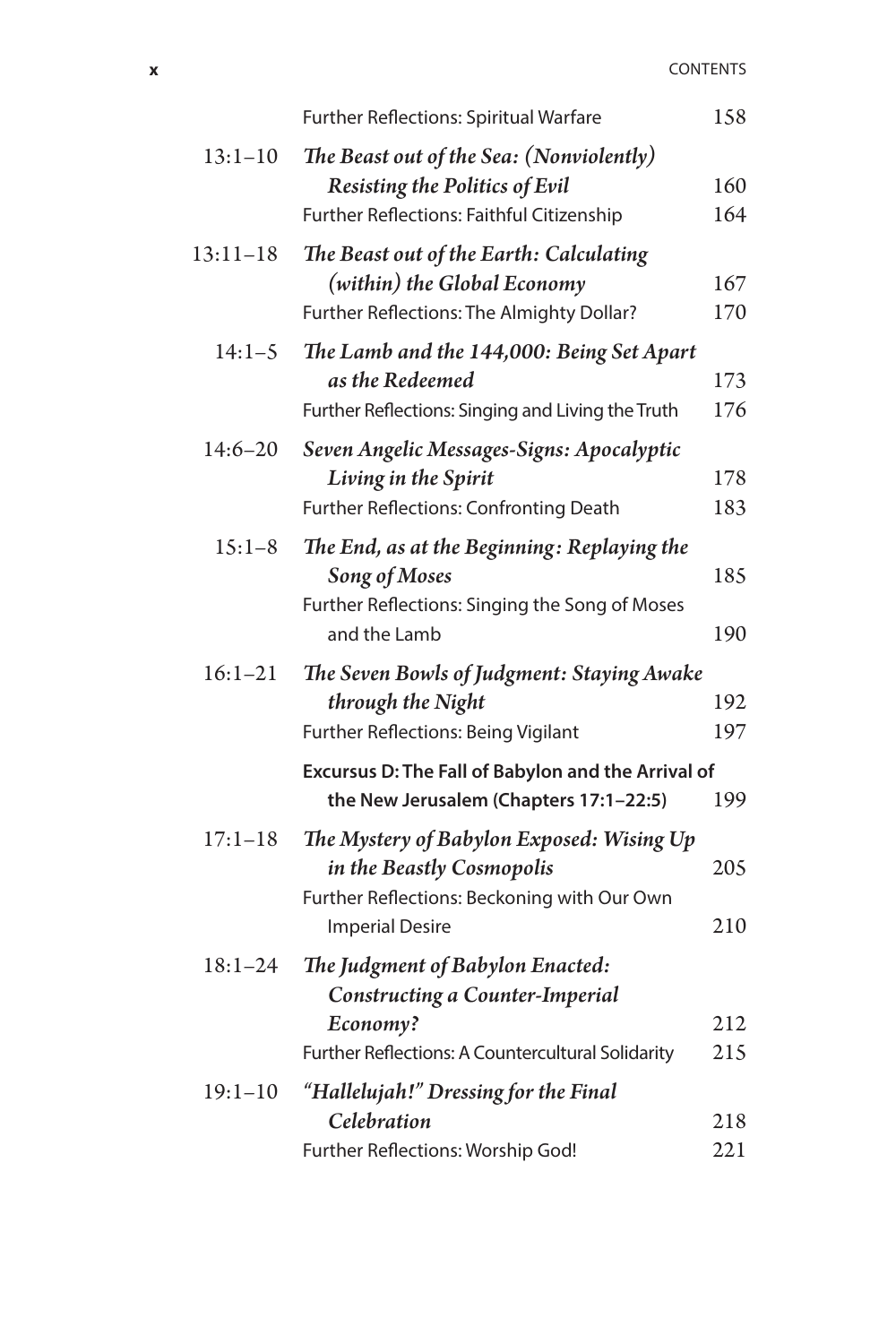| | | |
|---|---|---|
| | Further Reflections: Spiritual Warfare | 158 |
| 13:1–10 | ***The Beast out of the Sea: (Nonviolently) Resisting the Politics of Evil*** | 160 |
| | Further Reflections: Faithful Citizenship | 164 |
| 13:11–18 | ***The Beast out of the Earth: Calculating (within) the Global Economy*** | 167 |
| | Further Reflections: The Almighty Dollar? | 170 |
| 14:1–5 | ***The Lamb and the 144,000: Being Set Apart as the Redeemed*** | 173 |
| | Further Reflections: Singing and Living the Truth | 176 |
| 14:6–20 | ***Seven Angelic Messages-Signs: Apocalyptic Living in the Spirit*** | 178 |
| | Further Reflections: Confronting Death | 183 |
| 15:1–8 | ***The End, as at the Beginning: Replaying the Song of Moses*** | 185 |
| | Further Reflections: Singing the Song of Moses and the Lamb | 190 |
| 16:1–21 | ***The Seven Bowls of Judgment: Staying Awake through the Night*** | 192 |
| | Further Reflections: Being Vigilant | 197 |
| | **Excursus D: The Fall of Babylon and the Arrival of the New Jerusalem (Chapters 17:1–22:5)** | 199 |
| 17:1–18 | ***The Mystery of Babylon Exposed: Wising Up in the Beastly Cosmopolis*** | 205 |
| | Further Reflections: Beckoning with Our Own Imperial Desire | 210 |
| 18:1–24 | ***The Judgment of Babylon Enacted: Constructing a Counter-Imperial Economy?*** | 212 |
| | Further Reflections: A Countercultural Solidarity | 215 |
| 19:1–10 | ***"Hallelujah!" Dressing for the Final Celebration*** | 218 |
| | Further Reflections: Worship God! | 221 |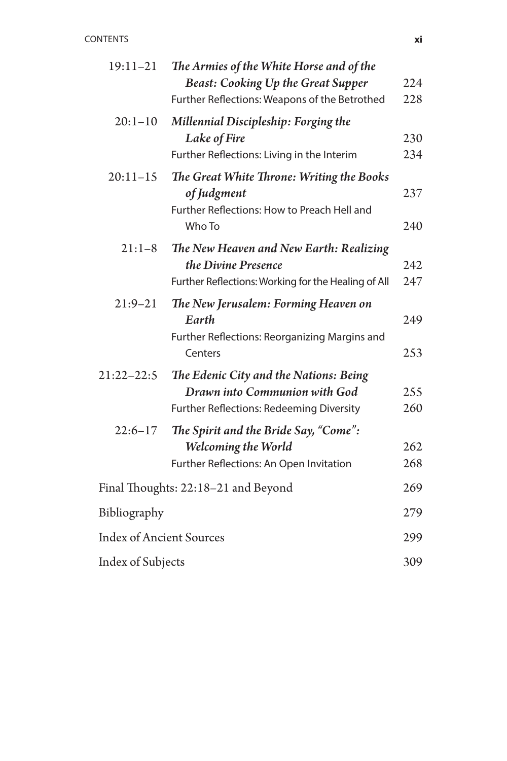| | | |
|---|---|---|
| 19:11–21 | ***The Armies of the White Horse and of the Beast: Cooking Up the Great Supper*** | 224 |
| | Further Reflections: Weapons of the Betrothed | 228 |
| 20:1–10 | ***Millennial Discipleship: Forging the Lake of Fire*** | 230 |
| | Further Reflections: Living in the Interim | 234 |
| 20:11–15 | ***The Great White Throne: Writing the Books of Judgment*** | 237 |
| | Further Reflections: How to Preach Hell and Who To | 240 |
| 21:1–8 | ***The New Heaven and New Earth: Realizing the Divine Presence*** | 242 |
| | Further Reflections: Working for the Healing of All | 247 |
| 21:9–21 | ***The New Jerusalem: Forming Heaven on Earth*** | 249 |
| | Further Reflections: Reorganizing Margins and Centers | 253 |
| 21:22–22:5 | ***The Edenic City and the Nations: Being Drawn into Communion with God*** | 255 |
| | Further Reflections: Redeeming Diversity | 260 |
| 22:6–17 | ***The Spirit and the Bride Say, "Come": Welcoming the World*** | 262 |
| | Further Reflections: An Open Invitation | 268 |
| Final Thoughts: 22:18–21 and Beyond | | 269 |
| Bibliography | | 279 |
| Index of Ancient Sources | | 299 |
| Index of Subjects | | 309 |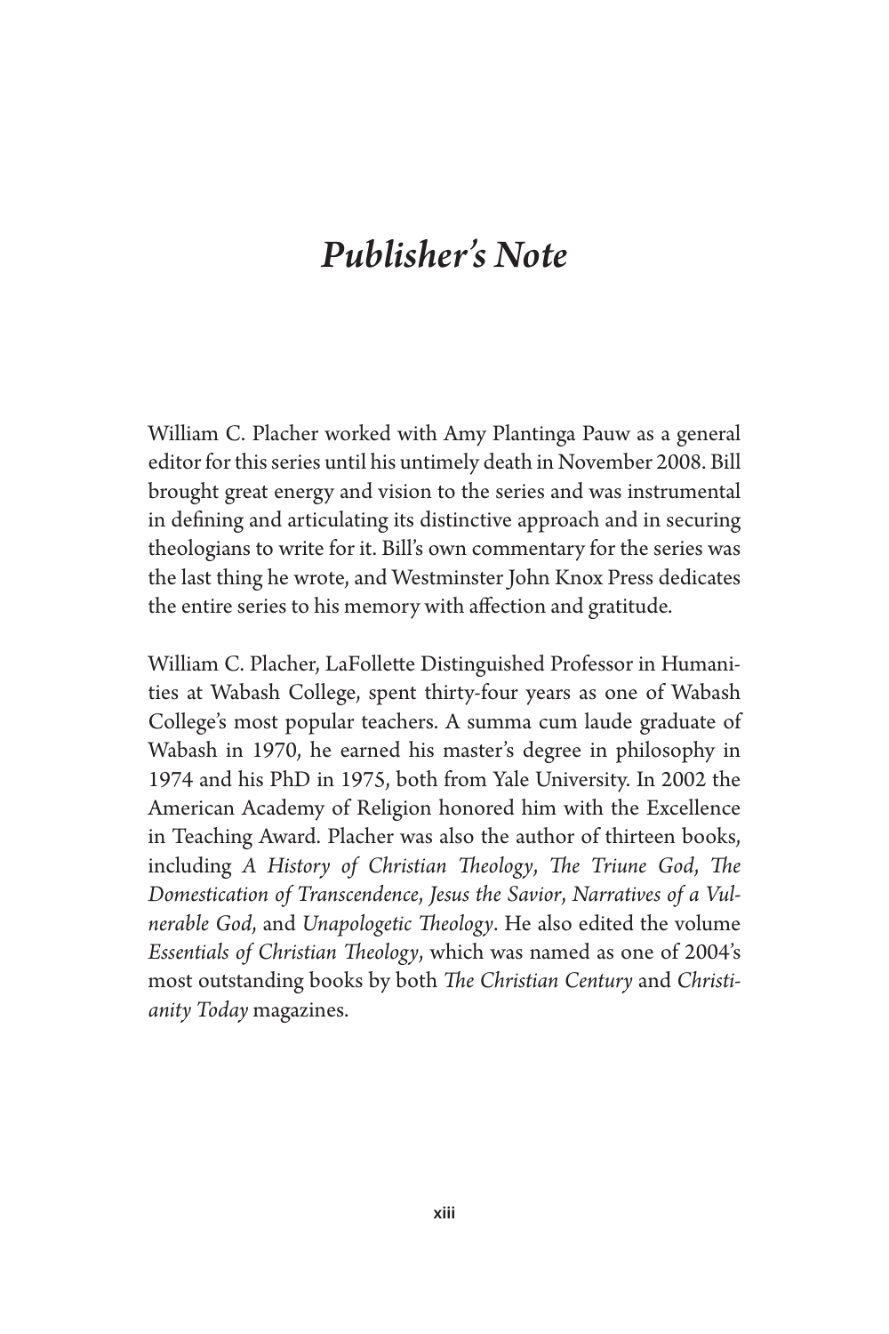# *Publisher's Note*

William C. Placher worked with Amy Plantinga Pauw as a general editor for this series until his untimely death in November 2008. Bill brought great energy and vision to the series and was instrumental in defining and articulating its distinctive approach and in securing theologians to write for it. Bill's own commentary for the series was the last thing he wrote, and Westminster John Knox Press dedicates the entire series to his memory with affection and gratitude.

William C. Placher, LaFollette Distinguished Professor in Humanities at Wabash College, spent thirty-four years as one of Wabash College's most popular teachers. A summa cum laude graduate of Wabash in 1970, he earned his master's degree in philosophy in 1974 and his PhD in 1975, both from Yale University. In 2002 the American Academy of Religion honored him with the Excellence in Teaching Award. Placher was also the author of thirteen books, including *A History of Christian Theology*, *The Triune God*, *The Domestication of Transcendence*, *Jesus the Savior*, *Narratives of a Vulnerable God*, and *Unapologetic Theology*. He also edited the volume *Essentials of Christian Theology*, which was named as one of 2004's most outstanding books by both *The Christian Century* and *Christianity Today* magazines.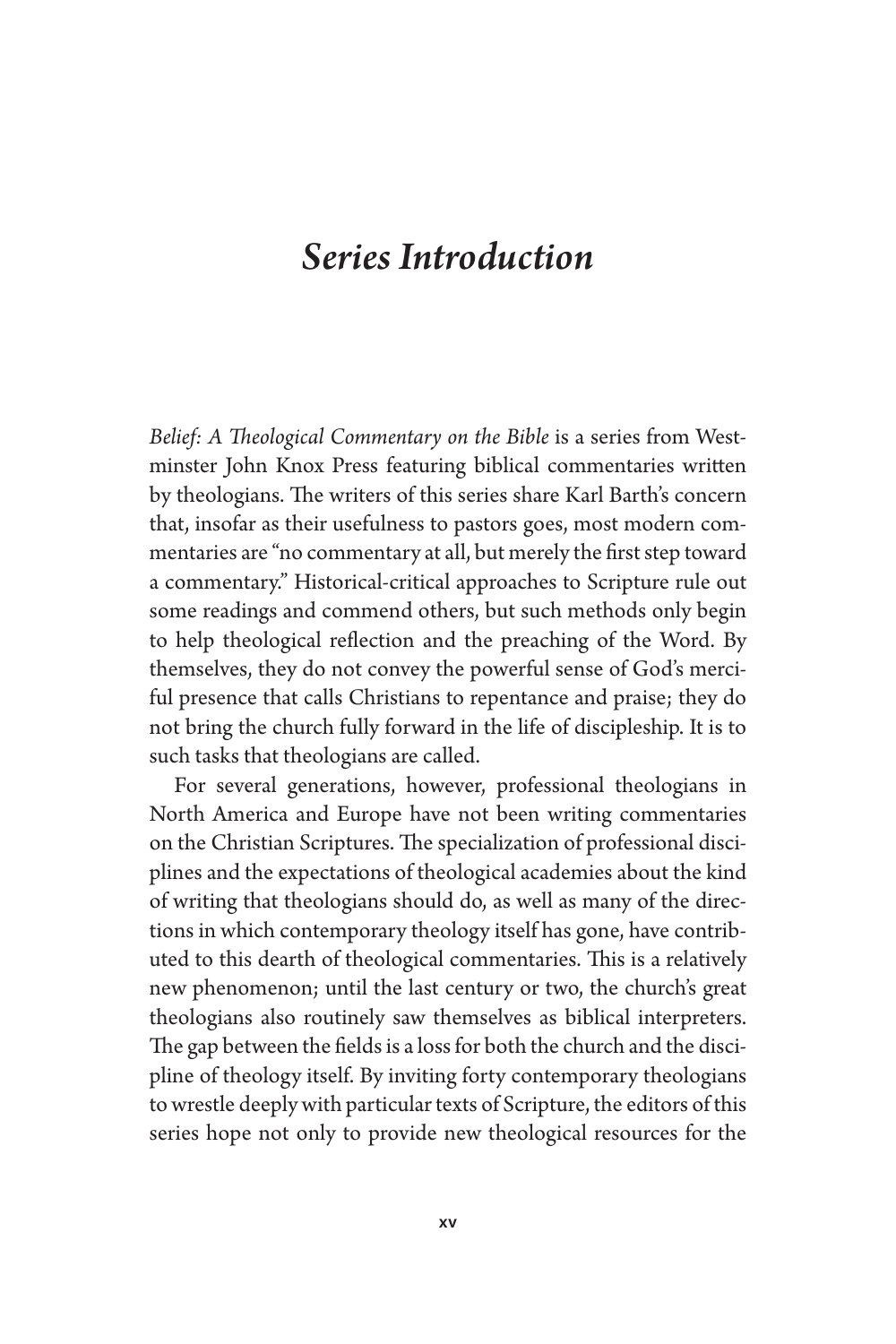# *Series Introduction*

*Belief: A Theological Commentary on the Bible* is a series from Westminster John Knox Press featuring biblical commentaries written by theologians. The writers of this series share Karl Barth's concern that, insofar as their usefulness to pastors goes, most modern commentaries are "no commentary at all, but merely the first step toward a commentary." Historical-critical approaches to Scripture rule out some readings and commend others, but such methods only begin to help theological reflection and the preaching of the Word. By themselves, they do not convey the powerful sense of God's merciful presence that calls Christians to repentance and praise; they do not bring the church fully forward in the life of discipleship. It is to such tasks that theologians are called.

For several generations, however, professional theologians in North America and Europe have not been writing commentaries on the Christian Scriptures. The specialization of professional disciplines and the expectations of theological academies about the kind of writing that theologians should do, as well as many of the directions in which contemporary theology itself has gone, have contributed to this dearth of theological commentaries. This is a relatively new phenomenon; until the last century or two, the church's great theologians also routinely saw themselves as biblical interpreters. The gap between the fields is a loss for both the church and the discipline of theology itself. By inviting forty contemporary theologians to wrestle deeply with particular texts of Scripture, the editors of this series hope not only to provide new theological resources for the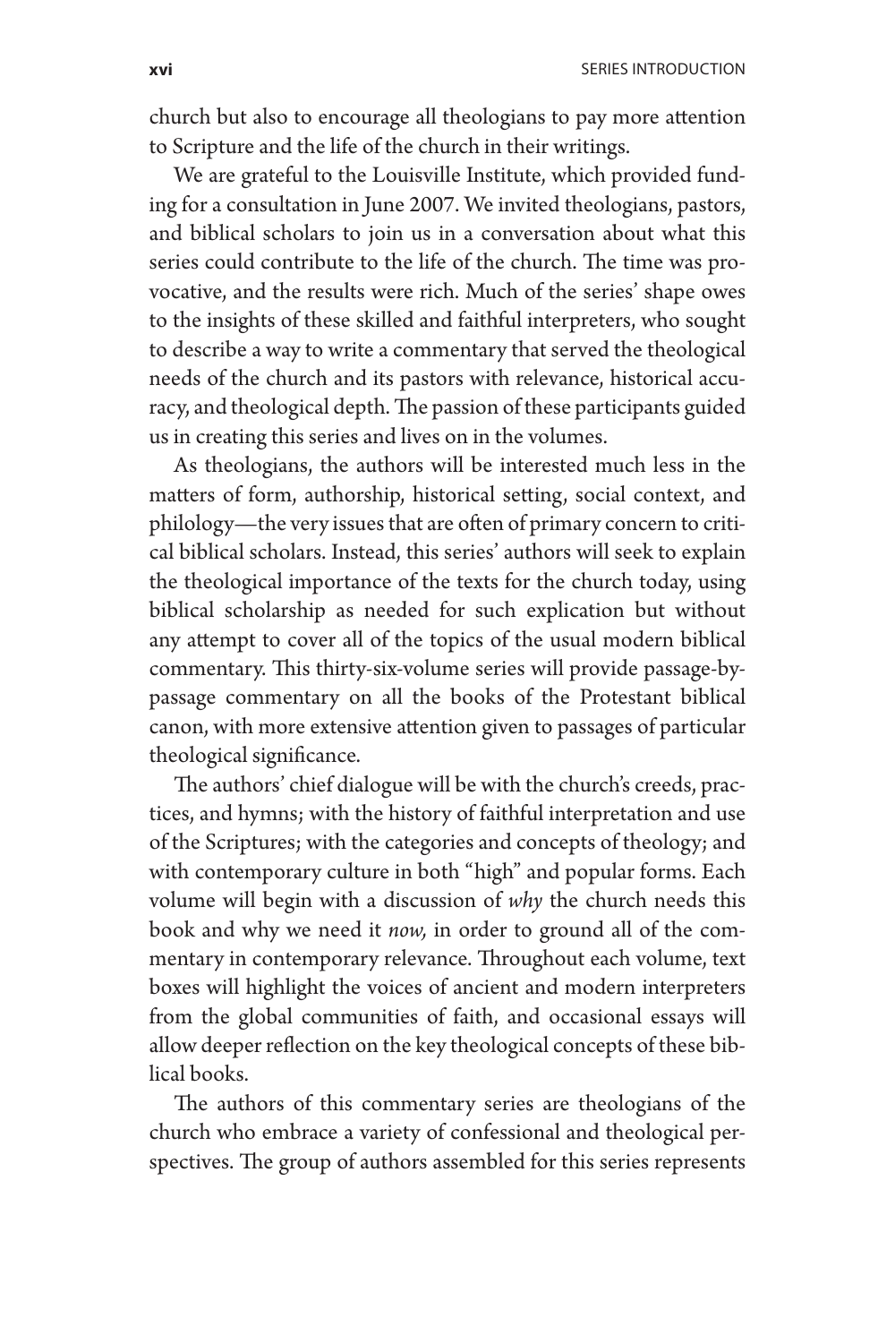church but also to encourage all theologians to pay more attention to Scripture and the life of the church in their writings.

We are grateful to the Louisville Institute, which provided funding for a consultation in June 2007. We invited theologians, pastors, and biblical scholars to join us in a conversation about what this series could contribute to the life of the church. The time was provocative, and the results were rich. Much of the series' shape owes to the insights of these skilled and faithful interpreters, who sought to describe a way to write a commentary that served the theological needs of the church and its pastors with relevance, historical accuracy, and theological depth. The passion of these participants guided us in creating this series and lives on in the volumes.

As theologians, the authors will be interested much less in the matters of form, authorship, historical setting, social context, and philology—the very issues that are often of primary concern to critical biblical scholars. Instead, this series' authors will seek to explain the theological importance of the texts for the church today, using biblical scholarship as needed for such explication but without any attempt to cover all of the topics of the usual modern biblical commentary. This thirty-six-volume series will provide passage-by-passage commentary on all the books of the Protestant biblical canon, with more extensive attention given to passages of particular theological significance.

The authors' chief dialogue will be with the church's creeds, practices, and hymns; with the history of faithful interpretation and use of the Scriptures; with the categories and concepts of theology; and with contemporary culture in both "high" and popular forms. Each volume will begin with a discussion of *why* the church needs this book and why we need it *now,* in order to ground all of the commentary in contemporary relevance. Throughout each volume, text boxes will highlight the voices of ancient and modern interpreters from the global communities of faith, and occasional essays will allow deeper reflection on the key theological concepts of these biblical books.

The authors of this commentary series are theologians of the church who embrace a variety of confessional and theological perspectives. The group of authors assembled for this series represents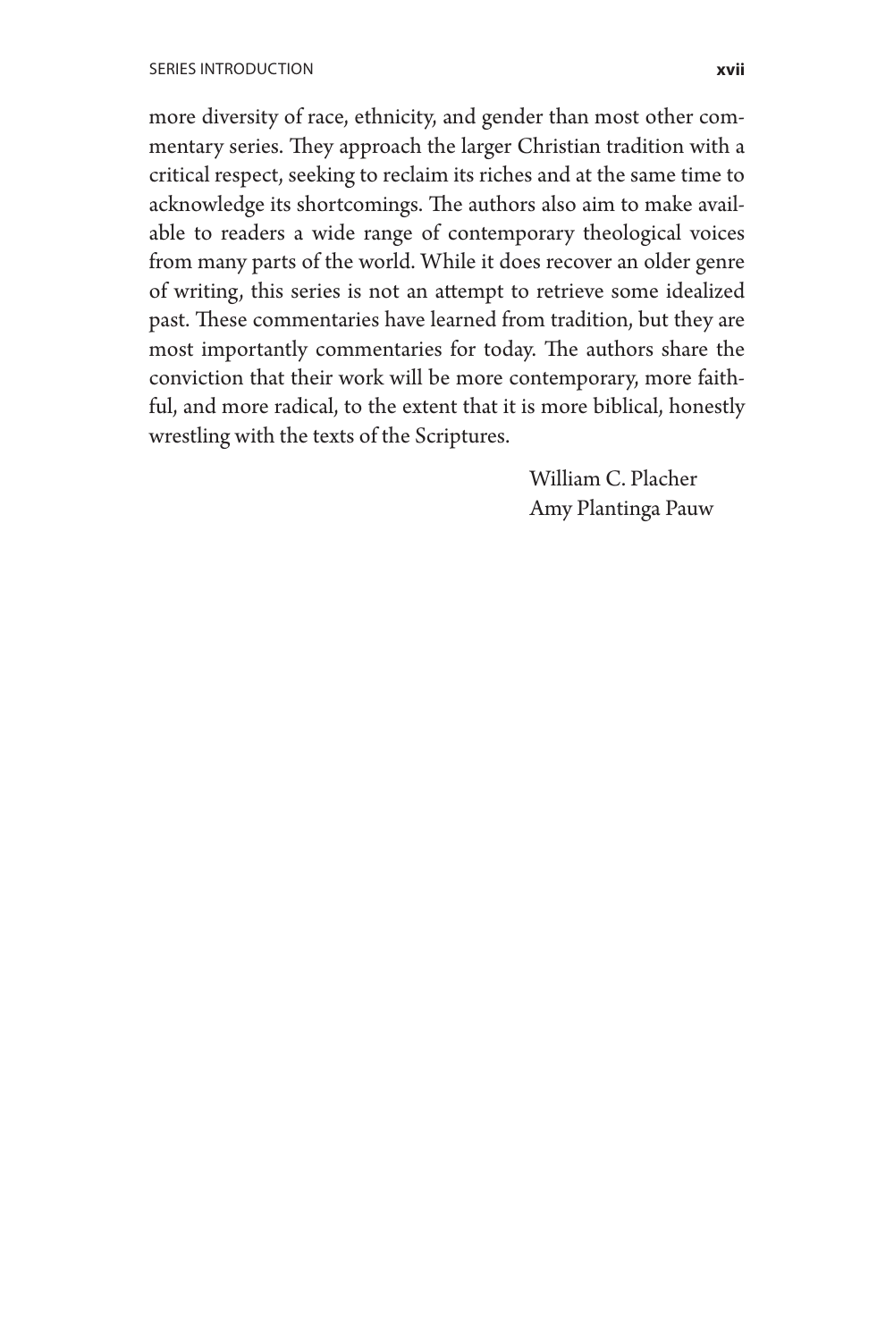more diversity of race, ethnicity, and gender than most other commentary series. They approach the larger Christian tradition with a critical respect, seeking to reclaim its riches and at the same time to acknowledge its shortcomings. The authors also aim to make available to readers a wide range of contemporary theological voices from many parts of the world. While it does recover an older genre of writing, this series is not an attempt to retrieve some idealized past. These commentaries have learned from tradition, but they are most importantly commentaries for today. The authors share the conviction that their work will be more contemporary, more faithful, and more radical, to the extent that it is more biblical, honestly wrestling with the texts of the Scriptures.

William C. Placher
Amy Plantinga Pauw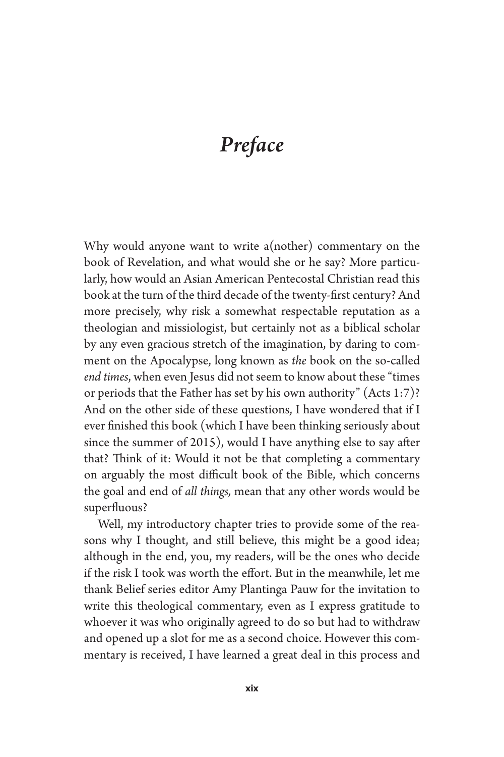# *Preface*

Why would anyone want to write a(nother) commentary on the book of Revelation, and what would she or he say? More particularly, how would an Asian American Pentecostal Christian read this book at the turn of the third decade of the twenty-first century? And more precisely, why risk a somewhat respectable reputation as a theologian and missiologist, but certainly not as a biblical scholar by any even gracious stretch of the imagination, by daring to comment on the Apocalypse, long known as *the* book on the so-called *end times*, when even Jesus did not seem to know about these "times or periods that the Father has set by his own authority" (Acts 1:7)? And on the other side of these questions, I have wondered that if I ever finished this book (which I have been thinking seriously about since the summer of 2015), would I have anything else to say after that? Think of it: Would it not be that completing a commentary on arguably the most difficult book of the Bible, which concerns the goal and end of *all things,* mean that any other words would be superfluous?

Well, my introductory chapter tries to provide some of the reasons why I thought, and still believe, this might be a good idea; although in the end, you, my readers, will be the ones who decide if the risk I took was worth the effort. But in the meanwhile, let me thank Belief series editor Amy Plantinga Pauw for the invitation to write this theological commentary, even as I express gratitude to whoever it was who originally agreed to do so but had to withdraw and opened up a slot for me as a second choice. However this commentary is received, I have learned a great deal in this process and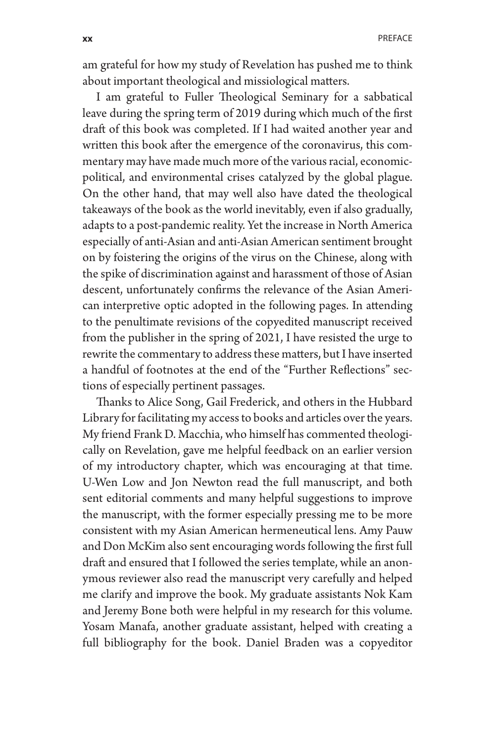am grateful for how my study of Revelation has pushed me to think about important theological and missiological matters.

I am grateful to Fuller Theological Seminary for a sabbatical leave during the spring term of 2019 during which much of the first draft of this book was completed. If I had waited another year and written this book after the emergence of the coronavirus, this commentary may have made much more of the various racial, economic-political, and environmental crises catalyzed by the global plague. On the other hand, that may well also have dated the theological takeaways of the book as the world inevitably, even if also gradually, adapts to a post-pandemic reality. Yet the increase in North America especially of anti-Asian and anti-Asian American sentiment brought on by foistering the origins of the virus on the Chinese, along with the spike of discrimination against and harassment of those of Asian descent, unfortunately confirms the relevance of the Asian American interpretive optic adopted in the following pages. In attending to the penultimate revisions of the copyedited manuscript received from the publisher in the spring of 2021, I have resisted the urge to rewrite the commentary to address these matters, but I have inserted a handful of footnotes at the end of the "Further Reflections" sections of especially pertinent passages.

Thanks to Alice Song, Gail Frederick, and others in the Hubbard Library for facilitating my access to books and articles over the years. My friend Frank D. Macchia, who himself has commented theologically on Revelation, gave me helpful feedback on an earlier version of my introductory chapter, which was encouraging at that time. U-Wen Low and Jon Newton read the full manuscript, and both sent editorial comments and many helpful suggestions to improve the manuscript, with the former especially pressing me to be more consistent with my Asian American hermeneutical lens. Amy Pauw and Don McKim also sent encouraging words following the first full draft and ensured that I followed the series template, while an anonymous reviewer also read the manuscript very carefully and helped me clarify and improve the book. My graduate assistants Nok Kam and Jeremy Bone both were helpful in my research for this volume. Yosam Manafa, another graduate assistant, helped with creating a full bibliography for the book. Daniel Braden was a copyeditor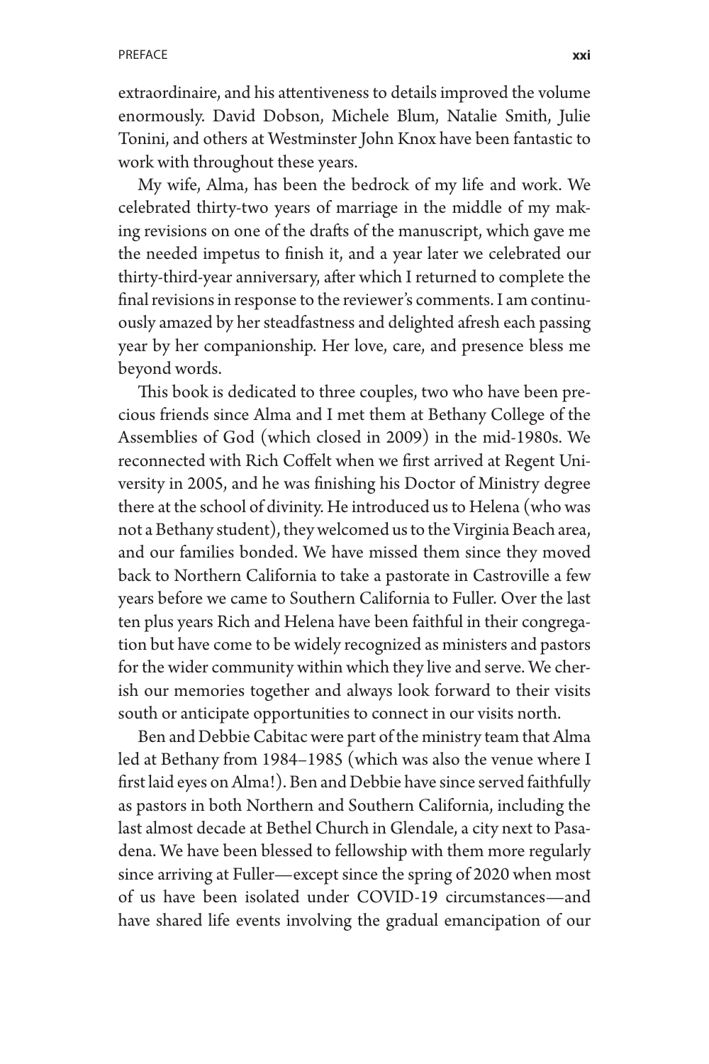extraordinaire, and his attentiveness to details improved the volume enormously. David Dobson, Michele Blum, Natalie Smith, Julie Tonini, and others at Westminster John Knox have been fantastic to work with throughout these years.

My wife, Alma, has been the bedrock of my life and work. We celebrated thirty-two years of marriage in the middle of my making revisions on one of the drafts of the manuscript, which gave me the needed impetus to finish it, and a year later we celebrated our thirty-third-year anniversary, after which I returned to complete the final revisions in response to the reviewer's comments. I am continuously amazed by her steadfastness and delighted afresh each passing year by her companionship. Her love, care, and presence bless me beyond words.

This book is dedicated to three couples, two who have been precious friends since Alma and I met them at Bethany College of the Assemblies of God (which closed in 2009) in the mid-1980s. We reconnected with Rich Coffelt when we first arrived at Regent University in 2005, and he was finishing his Doctor of Ministry degree there at the school of divinity. He introduced us to Helena (who was not a Bethany student), they welcomed us to the Virginia Beach area, and our families bonded. We have missed them since they moved back to Northern California to take a pastorate in Castroville a few years before we came to Southern California to Fuller. Over the last ten plus years Rich and Helena have been faithful in their congregation but have come to be widely recognized as ministers and pastors for the wider community within which they live and serve. We cherish our memories together and always look forward to their visits south or anticipate opportunities to connect in our visits north.

Ben and Debbie Cabitac were part of the ministry team that Alma led at Bethany from 1984–1985 (which was also the venue where I first laid eyes on Alma!). Ben and Debbie have since served faithfully as pastors in both Northern and Southern California, including the last almost decade at Bethel Church in Glendale, a city next to Pasadena. We have been blessed to fellowship with them more regularly since arriving at Fuller—except since the spring of 2020 when most of us have been isolated under COVID-19 circumstances—and have shared life events involving the gradual emancipation of our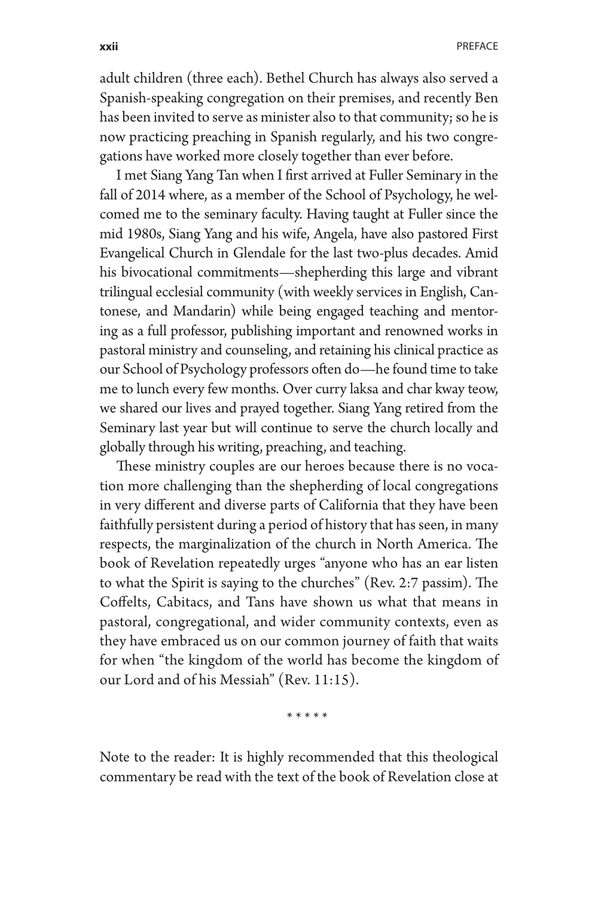adult children (three each). Bethel Church has always also served a Spanish-speaking congregation on their premises, and recently Ben has been invited to serve as minister also to that community; so he is now practicing preaching in Spanish regularly, and his two congregations have worked more closely together than ever before.

I met Siang Yang Tan when I first arrived at Fuller Seminary in the fall of 2014 where, as a member of the School of Psychology, he welcomed me to the seminary faculty. Having taught at Fuller since the mid 1980s, Siang Yang and his wife, Angela, have also pastored First Evangelical Church in Glendale for the last two-plus decades. Amid his bivocational commitments—shepherding this large and vibrant trilingual ecclesial community (with weekly services in English, Cantonese, and Mandarin) while being engaged teaching and mentoring as a full professor, publishing important and renowned works in pastoral ministry and counseling, and retaining his clinical practice as our School of Psychology professors often do—he found time to take me to lunch every few months. Over curry laksa and char kway teow, we shared our lives and prayed together. Siang Yang retired from the Seminary last year but will continue to serve the church locally and globally through his writing, preaching, and teaching.

These ministry couples are our heroes because there is no vocation more challenging than the shepherding of local congregations in very different and diverse parts of California that they have been faithfully persistent during a period of history that has seen, in many respects, the marginalization of the church in North America. The book of Revelation repeatedly urges "anyone who has an ear listen to what the Spirit is saying to the churches" (Rev. 2:7 passim). The Coffelts, Cabitacs, and Tans have shown us what that means in pastoral, congregational, and wider community contexts, even as they have embraced us on our common journey of faith that waits for when "the kingdom of the world has become the kingdom of our Lord and of his Messiah" (Rev. 11:15).

\* \* \* \* \*

Note to the reader: It is highly recommended that this theological commentary be read with the text of the book of Revelation close at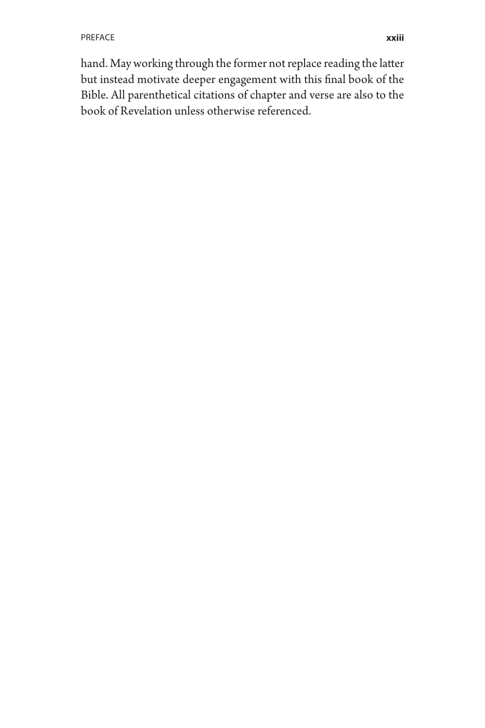hand. May working through the former not replace reading the latter but instead motivate deeper engagement with this final book of the Bible. All parenthetical citations of chapter and verse are also to the book of Revelation unless otherwise referenced.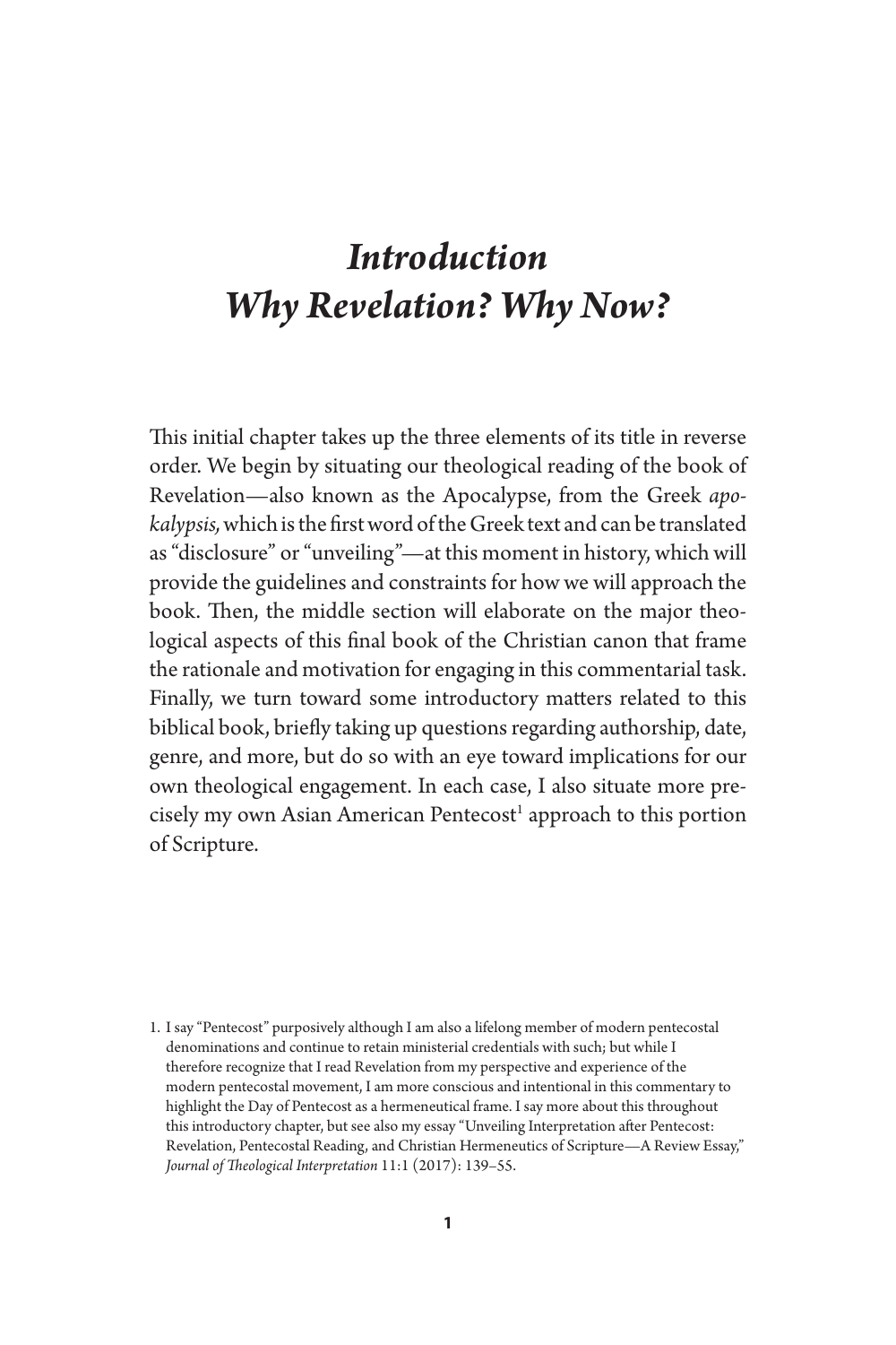# *Introduction*
# *Why Revelation? Why Now?*

This initial chapter takes up the three elements of its title in reverse order. We begin by situating our theological reading of the book of Revelation—also known as the Apocalypse, from the Greek *apokalypsis,* which is the first word of the Greek text and can be translated as "disclosure" or "unveiling"—at this moment in history, which will provide the guidelines and constraints for how we will approach the book. Then, the middle section will elaborate on the major theological aspects of this final book of the Christian canon that frame the rationale and motivation for engaging in this commentarial task. Finally, we turn toward some introductory matters related to this biblical book, briefly taking up questions regarding authorship, date, genre, and more, but do so with an eye toward implications for our own theological engagement. In each case, I also situate more precisely my own Asian American Pentecost[1] approach to this portion of Scripture.

1. I say "Pentecost" purposively although I am also a lifelong member of modern pentecostal denominations and continue to retain ministerial credentials with such; but while I therefore recognize that I read Revelation from my perspective and experience of the modern pentecostal movement, I am more conscious and intentional in this commentary to highlight the Day of Pentecost as a hermeneutical frame. I say more about this throughout this introductory chapter, but see also my essay "Unveiling Interpretation after Pentecost: Revelation, Pentecostal Reading, and Christian Hermeneutics of Scripture—A Review Essay," *Journal of Theological Interpretation* 11:1 (2017): 139–55.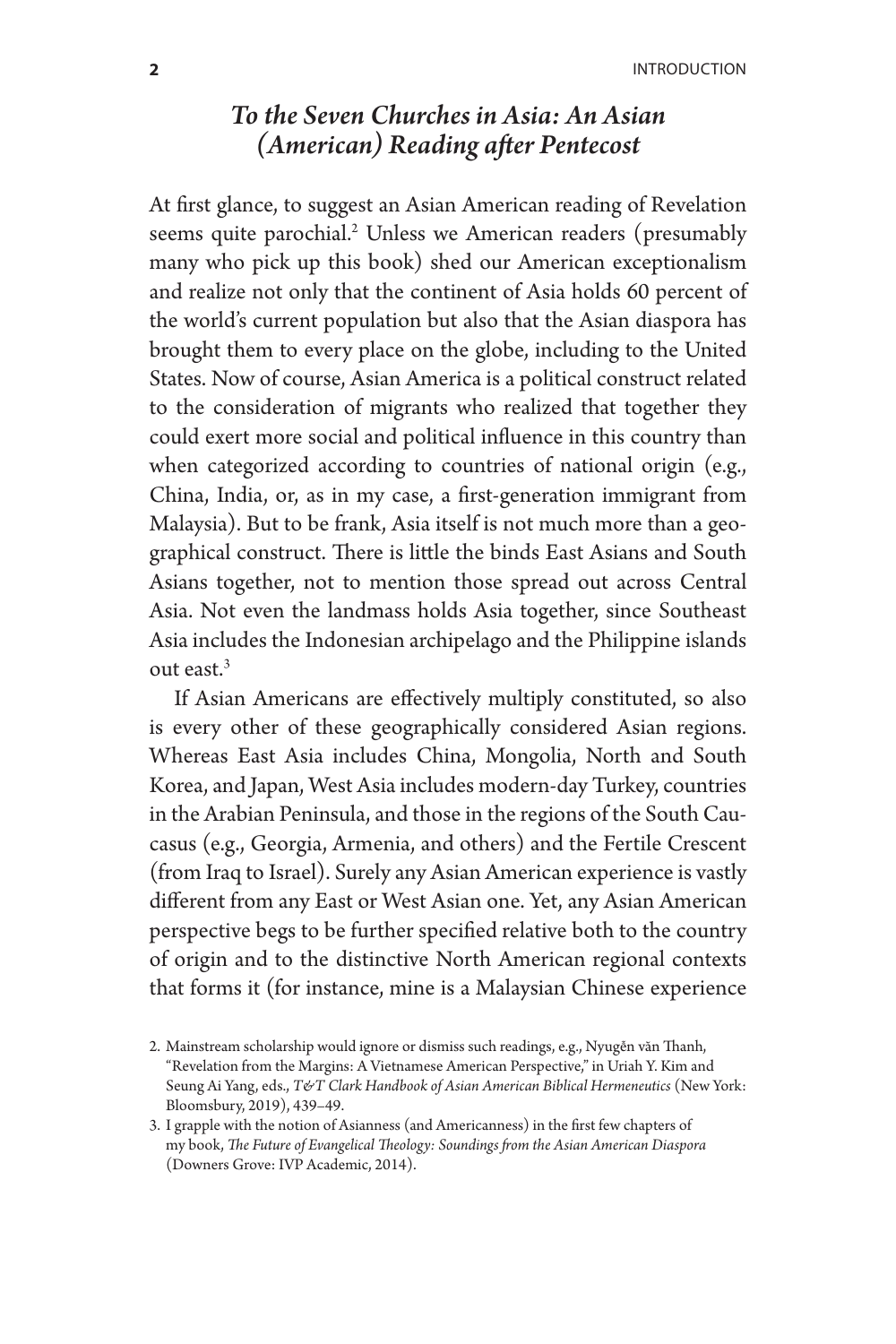## *To the Seven Churches in Asia: An Asian (American) Reading after Pentecost*

At first glance, to suggest an Asian American reading of Revelation seems quite parochial.[2] Unless we American readers (presumably many who pick up this book) shed our American exceptionalism and realize not only that the continent of Asia holds 60 percent of the world's current population but also that the Asian diaspora has brought them to every place on the globe, including to the United States. Now of course, Asian America is a political construct related to the consideration of migrants who realized that together they could exert more social and political influence in this country than when categorized according to countries of national origin (e.g., China, India, or, as in my case, a first-generation immigrant from Malaysia). But to be frank, Asia itself is not much more than a geographical construct. There is little the binds East Asians and South Asians together, not to mention those spread out across Central Asia. Not even the landmass holds Asia together, since Southeast Asia includes the Indonesian archipelago and the Philippine islands out east.[3]

If Asian Americans are effectively multiply constituted, so also is every other of these geographically considered Asian regions. Whereas East Asia includes China, Mongolia, North and South Korea, and Japan, West Asia includes modern-day Turkey, countries in the Arabian Peninsula, and those in the regions of the South Caucasus (e.g., Georgia, Armenia, and others) and the Fertile Crescent (from Iraq to Israel). Surely any Asian American experience is vastly different from any East or West Asian one. Yet, any Asian American perspective begs to be further specified relative both to the country of origin and to the distinctive North American regional contexts that forms it (for instance, mine is a Malaysian Chinese experience

2. Mainstream scholarship would ignore or dismiss such readings, e.g., Nyugĕn văn Thanh, "Revelation from the Margins: A Vietnamese American Perspective," in Uriah Y. Kim and Seung Ai Yang, eds., *T&T Clark Handbook of Asian American Biblical Hermeneutics* (New York: Bloomsbury, 2019), 439–49.

3. I grapple with the notion of Asianness (and Americanness) in the first few chapters of my book, *The Future of Evangelical Theology: Soundings from the Asian American Diaspora* (Downers Grove: IVP Academic, 2014).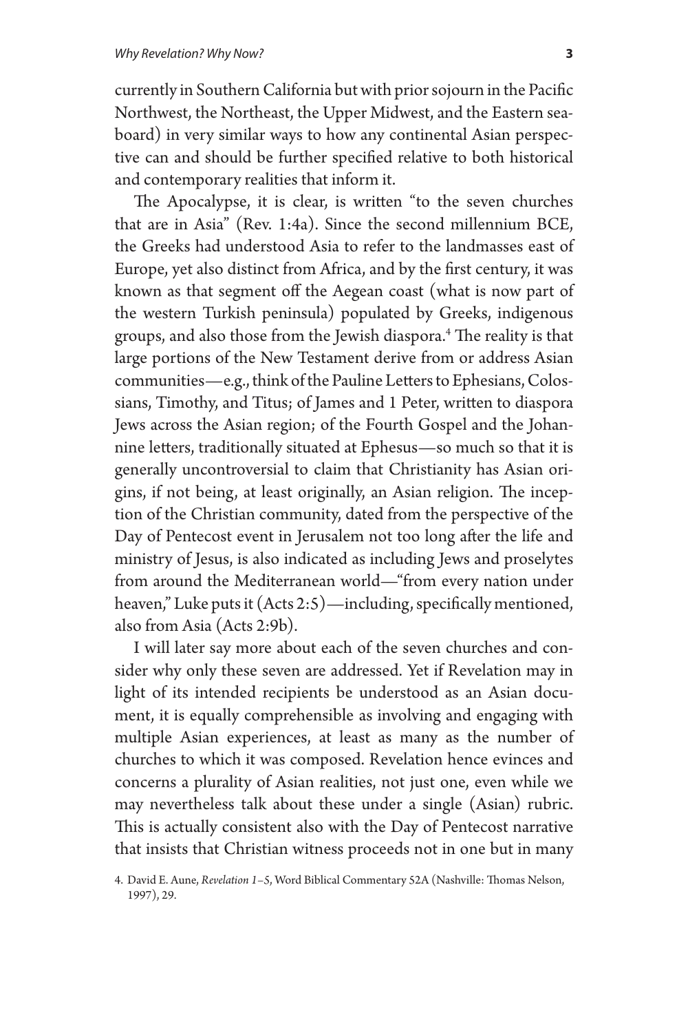currently in Southern California but with prior sojourn in the Pacific Northwest, the Northeast, the Upper Midwest, and the Eastern seaboard) in very similar ways to how any continental Asian perspective can and should be further specified relative to both historical and contemporary realities that inform it.

The Apocalypse, it is clear, is written "to the seven churches that are in Asia" (Rev. 1:4a). Since the second millennium BCE, the Greeks had understood Asia to refer to the landmasses east of Europe, yet also distinct from Africa, and by the first century, it was known as that segment off the Aegean coast (what is now part of the western Turkish peninsula) populated by Greeks, indigenous groups, and also those from the Jewish diaspora.[4] The reality is that large portions of the New Testament derive from or address Asian communities—e.g., think of the Pauline Letters to Ephesians, Colossians, Timothy, and Titus; of James and 1 Peter, written to diaspora Jews across the Asian region; of the Fourth Gospel and the Johannine letters, traditionally situated at Ephesus—so much so that it is generally uncontroversial to claim that Christianity has Asian origins, if not being, at least originally, an Asian religion. The inception of the Christian community, dated from the perspective of the Day of Pentecost event in Jerusalem not too long after the life and ministry of Jesus, is also indicated as including Jews and proselytes from around the Mediterranean world—"from every nation under heaven," Luke puts it (Acts 2:5)—including, specifically mentioned, also from Asia (Acts 2:9b).

I will later say more about each of the seven churches and consider why only these seven are addressed. Yet if Revelation may in light of its intended recipients be understood as an Asian document, it is equally comprehensible as involving and engaging with multiple Asian experiences, at least as many as the number of churches to which it was composed. Revelation hence evinces and concerns a plurality of Asian realities, not just one, even while we may nevertheless talk about these under a single (Asian) rubric. This is actually consistent also with the Day of Pentecost narrative that insists that Christian witness proceeds not in one but in many

4. David E. Aune, *Revelation 1–5*, Word Biblical Commentary 52A (Nashville: Thomas Nelson, 1997), 29.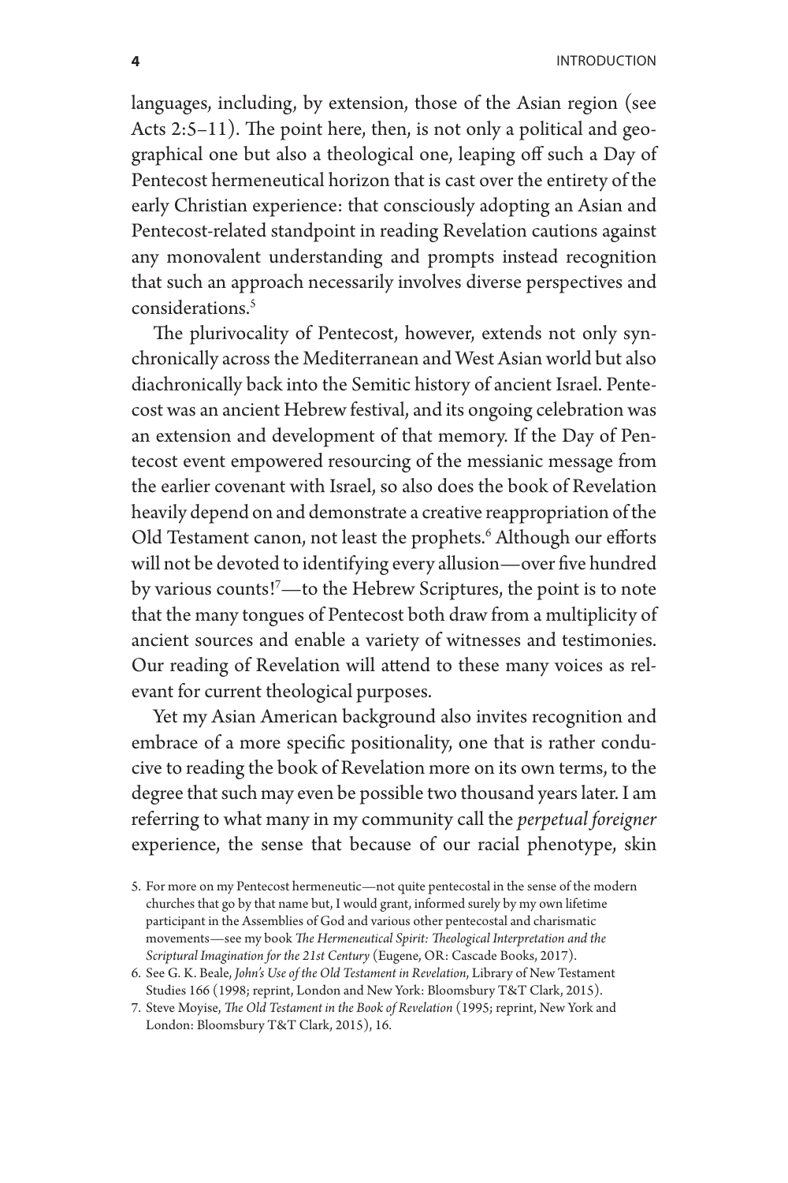languages, including, by extension, those of the Asian region (see Acts 2:5–11). The point here, then, is not only a political and geographical one but also a theological one, leaping off such a Day of Pentecost hermeneutical horizon that is cast over the entirety of the early Christian experience: that consciously adopting an Asian and Pentecost-related standpoint in reading Revelation cautions against any monovalent understanding and prompts instead recognition that such an approach necessarily involves diverse perspectives and considerations.[5]

The plurivocality of Pentecost, however, extends not only synchronically across the Mediterranean and West Asian world but also diachronically back into the Semitic history of ancient Israel. Pentecost was an ancient Hebrew festival, and its ongoing celebration was an extension and development of that memory. If the Day of Pentecost event empowered resourcing of the messianic message from the earlier covenant with Israel, so also does the book of Revelation heavily depend on and demonstrate a creative reappropriation of the Old Testament canon, not least the prophets.[6] Although our efforts will not be devoted to identifying every allusion—over five hundred by various counts![7]—to the Hebrew Scriptures, the point is to note that the many tongues of Pentecost both draw from a multiplicity of ancient sources and enable a variety of witnesses and testimonies. Our reading of Revelation will attend to these many voices as relevant for current theological purposes.

Yet my Asian American background also invites recognition and embrace of a more specific positionality, one that is rather conducive to reading the book of Revelation more on its own terms, to the degree that such may even be possible two thousand years later. I am referring to what many in my community call the *perpetual foreigner* experience, the sense that because of our racial phenotype, skin

5. For more on my Pentecost hermeneutic—not quite pentecostal in the sense of the modern churches that go by that name but, I would grant, informed surely by my own lifetime participant in the Assemblies of God and various other pentecostal and charismatic movements—see my book *The Hermeneutical Spirit: Theological Interpretation and the Scriptural Imagination for the 21st Century* (Eugene, OR: Cascade Books, 2017).

6. See G. K. Beale, *John's Use of the Old Testament in Revelation*, Library of New Testament Studies 166 (1998; reprint, London and New York: Bloomsbury T&T Clark, 2015).

7. Steve Moyise, *The Old Testament in the Book of Revelation* (1995; reprint, New York and London: Bloomsbury T&T Clark, 2015), 16.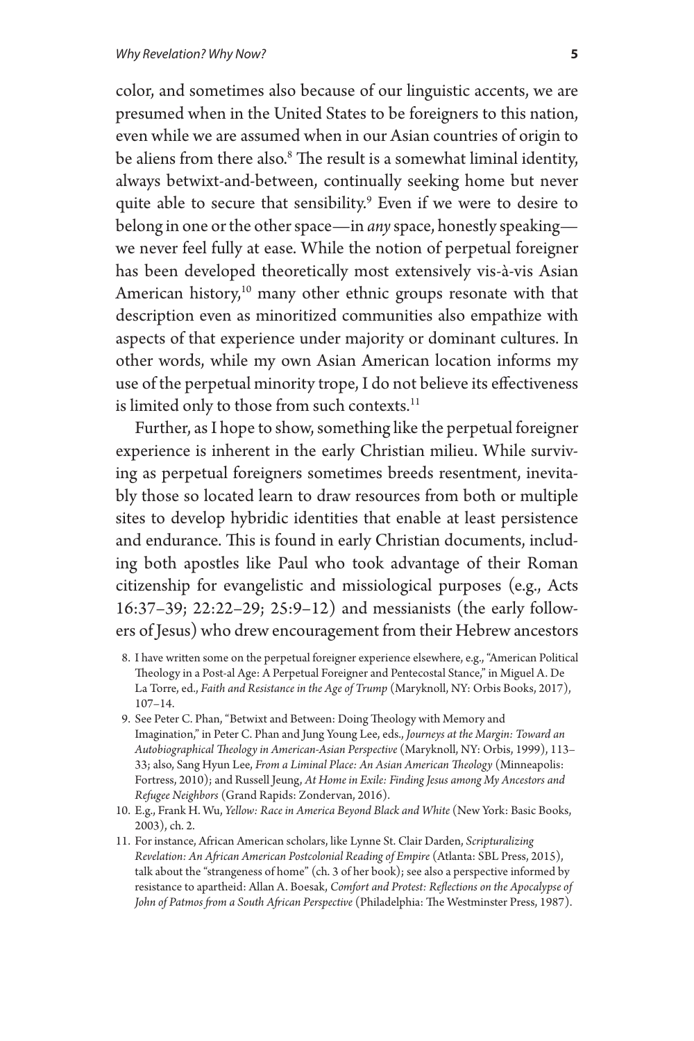color, and sometimes also because of our linguistic accents, we are presumed when in the United States to be foreigners to this nation, even while we are assumed when in our Asian countries of origin to be aliens from there also.[8] The result is a somewhat liminal identity, always betwixt-and-between, continually seeking home but never quite able to secure that sensibility.[9] Even if we were to desire to belong in one or the other space—in *any* space, honestly speaking—we never feel fully at ease. While the notion of perpetual foreigner has been developed theoretically most extensively vis-à-vis Asian American history,[10] many other ethnic groups resonate with that description even as minoritized communities also empathize with aspects of that experience under majority or dominant cultures. In other words, while my own Asian American location informs my use of the perpetual minority trope, I do not believe its effectiveness is limited only to those from such contexts.[11]

Further, as I hope to show, something like the perpetual foreigner experience is inherent in the early Christian milieu. While surviving as perpetual foreigners sometimes breeds resentment, inevitably those so located learn to draw resources from both or multiple sites to develop hybridic identities that enable at least persistence and endurance. This is found in early Christian documents, including both apostles like Paul who took advantage of their Roman citizenship for evangelistic and missiological purposes (e.g., Acts 16:37–39; 22:22–29; 25:9–12) and messianists (the early followers of Jesus) who drew encouragement from their Hebrew ancestors

8. I have written some on the perpetual foreigner experience elsewhere, e.g., "American Political Theology in a Post-al Age: A Perpetual Foreigner and Pentecostal Stance," in Miguel A. De La Torre, ed., *Faith and Resistance in the Age of Trump* (Maryknoll, NY: Orbis Books, 2017), 107–14.

9. See Peter C. Phan, "Betwixt and Between: Doing Theology with Memory and Imagination," in Peter C. Phan and Jung Young Lee, eds., *Journeys at the Margin: Toward an Autobiographical Theology in American-Asian Perspective* (Maryknoll, NY: Orbis, 1999), 113–33; also, Sang Hyun Lee, *From a Liminal Place: An Asian American Theology* (Minneapolis: Fortress, 2010); and Russell Jeung, *At Home in Exile: Finding Jesus among My Ancestors and Refugee Neighbors* (Grand Rapids: Zondervan, 2016).

10. E.g., Frank H. Wu, *Yellow: Race in America Beyond Black and White* (New York: Basic Books, 2003), ch. 2.

11. For instance, African American scholars, like Lynne St. Clair Darden, *Scripturalizing Revelation: An African American Postcolonial Reading of Empire* (Atlanta: SBL Press, 2015), talk about the "strangeness of home" (ch. 3 of her book); see also a perspective informed by resistance to apartheid: Allan A. Boesak, *Comfort and Protest: Reflections on the Apocalypse of John of Patmos from a South African Perspective* (Philadelphia: The Westminster Press, 1987).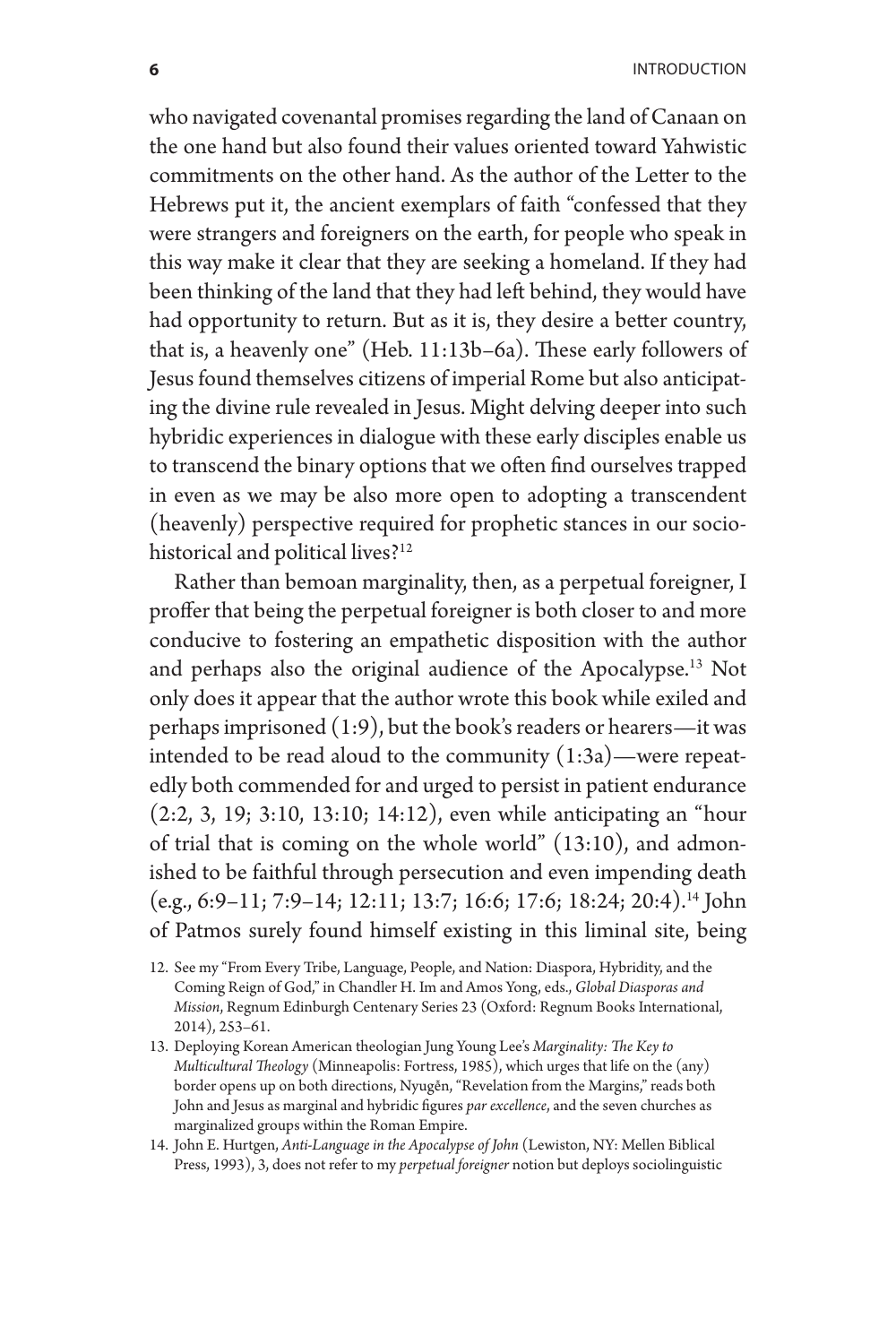who navigated covenantal promises regarding the land of Canaan on the one hand but also found their values oriented toward Yahwistic commitments on the other hand. As the author of the Letter to the Hebrews put it, the ancient exemplars of faith "confessed that they were strangers and foreigners on the earth, for people who speak in this way make it clear that they are seeking a homeland. If they had been thinking of the land that they had left behind, they would have had opportunity to return. But as it is, they desire a better country, that is, a heavenly one" (Heb. 11:13b–6a). These early followers of Jesus found themselves citizens of imperial Rome but also anticipating the divine rule revealed in Jesus. Might delving deeper into such hybridic experiences in dialogue with these early disciples enable us to transcend the binary options that we often find ourselves trapped in even as we may be also more open to adopting a transcendent (heavenly) perspective required for prophetic stances in our socio-historical and political lives?[12]

Rather than bemoan marginality, then, as a perpetual foreigner, I proffer that being the perpetual foreigner is both closer to and more conducive to fostering an empathetic disposition with the author and perhaps also the original audience of the Apocalypse.[13] Not only does it appear that the author wrote this book while exiled and perhaps imprisoned (1:9), but the book's readers or hearers—it was intended to be read aloud to the community (1:3a)—were repeatedly both commended for and urged to persist in patient endurance (2:2, 3, 19; 3:10, 13:10; 14:12), even while anticipating an "hour of trial that is coming on the whole world" (13:10), and admonished to be faithful through persecution and even impending death (e.g., 6:9–11; 7:9–14; 12:11; 13:7; 16:6; 17:6; 18:24; 20:4).[14] John of Patmos surely found himself existing in this liminal site, being

12. See my "From Every Tribe, Language, People, and Nation: Diaspora, Hybridity, and the Coming Reign of God," in Chandler H. Im and Amos Yong, eds., *Global Diasporas and Mission*, Regnum Edinburgh Centenary Series 23 (Oxford: Regnum Books International, 2014), 253–61.

13. Deploying Korean American theologian Jung Young Lee's *Marginality: The Key to Multicultural Theology* (Minneapolis: Fortress, 1985), which urges that life on the (any) border opens up on both directions, Nyugễn, "Revelation from the Margins," reads both John and Jesus as marginal and hybridic figures *par excellence*, and the seven churches as marginalized groups within the Roman Empire.

14. John E. Hurtgen, *Anti-Language in the Apocalypse of John* (Lewiston, NY: Mellen Biblical Press, 1993), 3, does not refer to my *perpetual foreigner* notion but deploys sociolinguistic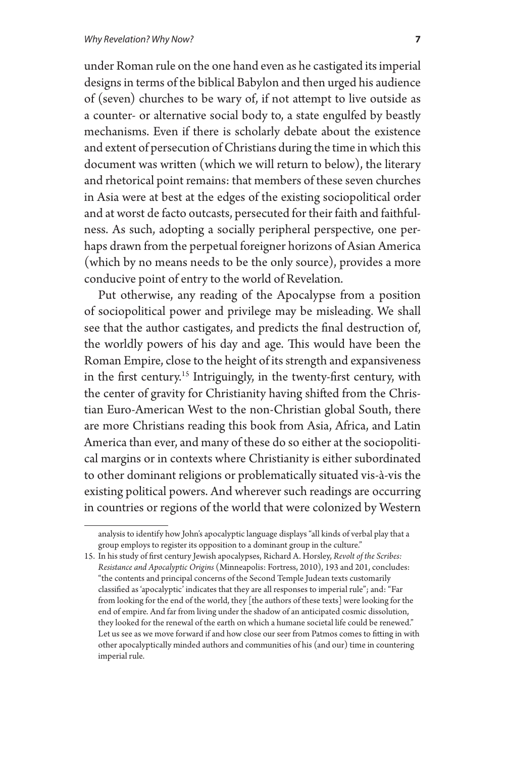under Roman rule on the one hand even as he castigated its imperial designs in terms of the biblical Babylon and then urged his audience of (seven) churches to be wary of, if not attempt to live outside as a counter- or alternative social body to, a state engulfed by beastly mechanisms. Even if there is scholarly debate about the existence and extent of persecution of Christians during the time in which this document was written (which we will return to below), the literary and rhetorical point remains: that members of these seven churches in Asia were at best at the edges of the existing sociopolitical order and at worst de facto outcasts, persecuted for their faith and faithfulness. As such, adopting a socially peripheral perspective, one perhaps drawn from the perpetual foreigner horizons of Asian America (which by no means needs to be the only source), provides a more conducive point of entry to the world of Revelation.

Put otherwise, any reading of the Apocalypse from a position of sociopolitical power and privilege may be misleading. We shall see that the author castigates, and predicts the final destruction of, the worldly powers of his day and age. This would have been the Roman Empire, close to the height of its strength and expansiveness in the first century.[15] Intriguingly, in the twenty-first century, with the center of gravity for Christianity having shifted from the Christian Euro-American West to the non-Christian global South, there are more Christians reading this book from Asia, Africa, and Latin America than ever, and many of these do so either at the sociopolitical margins or in contexts where Christianity is either subordinated to other dominant religions or problematically situated vis-à-vis the existing political powers. And wherever such readings are occurring in countries or regions of the world that were colonized by Western

---

analysis to identify how John's apocalyptic language displays "all kinds of verbal play that a group employs to register its opposition to a dominant group in the culture."

15. In his study of first century Jewish apocalypses, Richard A. Horsley, *Revolt of the Scribes: Resistance and Apocalyptic Origins* (Minneapolis: Fortress, 2010), 193 and 201, concludes: "the contents and principal concerns of the Second Temple Judean texts customarily classified as 'apocalyptic' indicates that they are all responses to imperial rule"; and: "Far from looking for the end of the world, they [the authors of these texts] were looking for the end of empire. And far from living under the shadow of an anticipated cosmic dissolution, they looked for the renewal of the earth on which a humane societal life could be renewed." Let us see as we move forward if and how close our seer from Patmos comes to fitting in with other apocalyptically minded authors and communities of his (and our) time in countering imperial rule.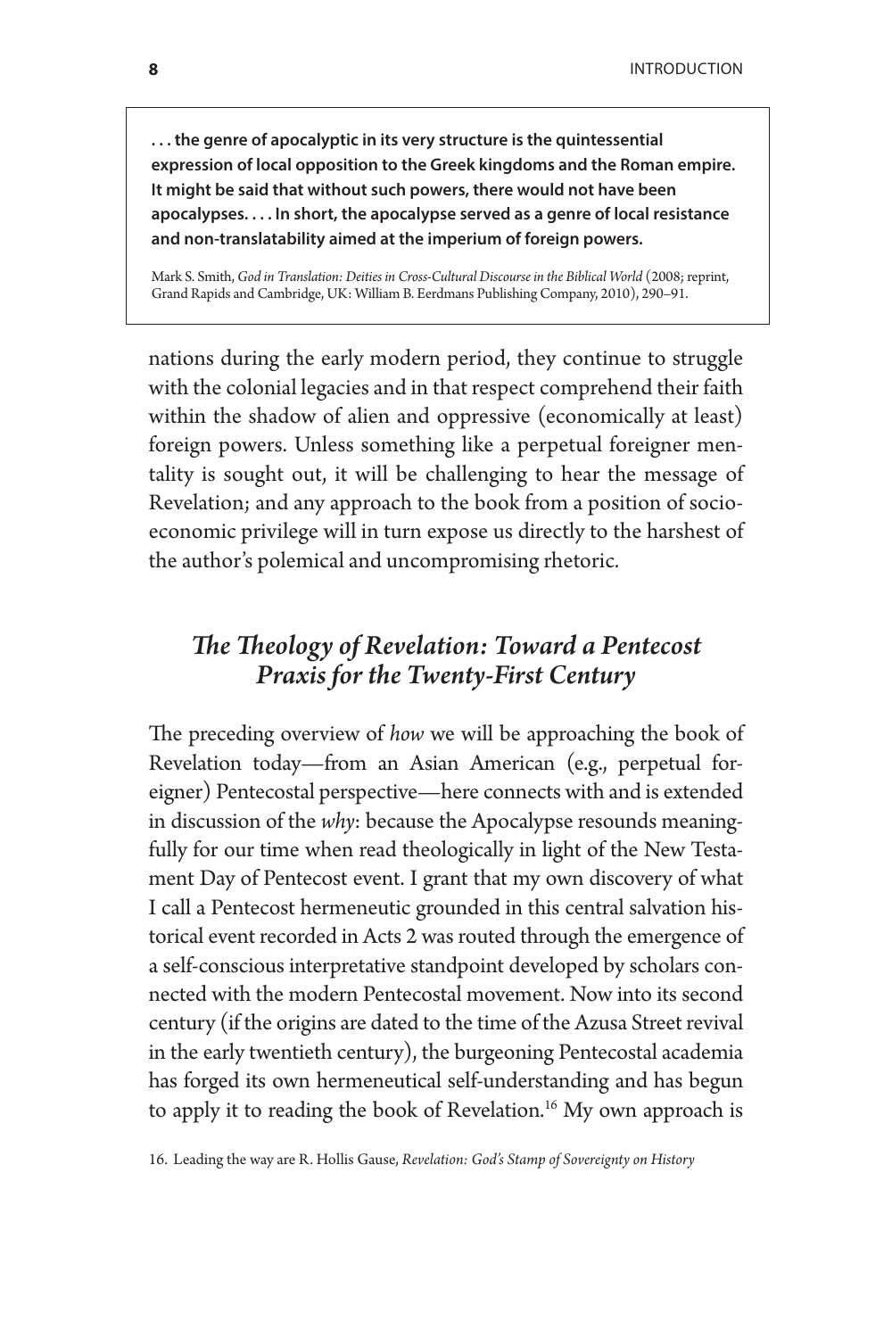> **. . . the genre of apocalyptic in its very structure is the quintessential expression of local opposition to the Greek kingdoms and the Roman empire. It might be said that without such powers, there would not have been apocalypses. . . . In short, the apocalypse served as a genre of local resistance and non-translatability aimed at the imperium of foreign powers.**
>
> Mark S. Smith, *God in Translation: Deities in Cross-Cultural Discourse in the Biblical World* (2008; reprint, Grand Rapids and Cambridge, UK: William B. Eerdmans Publishing Company, 2010), 290–91.

nations during the early modern period, they continue to struggle with the colonial legacies and in that respect comprehend their faith within the shadow of alien and oppressive (economically at least) foreign powers. Unless something like a perpetual foreigner mentality is sought out, it will be challenging to hear the message of Revelation; and any approach to the book from a position of socioeconomic privilege will in turn expose us directly to the harshest of the author's polemical and uncompromising rhetoric.

## *The Theology of Revelation: Toward a Pentecost Praxis for the Twenty-First Century*

The preceding overview of *how* we will be approaching the book of Revelation today—from an Asian American (e.g., perpetual foreigner) Pentecostal perspective—here connects with and is extended in discussion of the *why*: because the Apocalypse resounds meaningfully for our time when read theologically in light of the New Testament Day of Pentecost event. I grant that my own discovery of what I call a Pentecost hermeneutic grounded in this central salvation historical event recorded in Acts 2 was routed through the emergence of a self-conscious interpretative standpoint developed by scholars connected with the modern Pentecostal movement. Now into its second century (if the origins are dated to the time of the Azusa Street revival in the early twentieth century), the burgeoning Pentecostal academia has forged its own hermeneutical self-understanding and has begun to apply it to reading the book of Revelation.[16] My own approach is

16. Leading the way are R. Hollis Gause, *Revelation: God's Stamp of Sovereignty on History*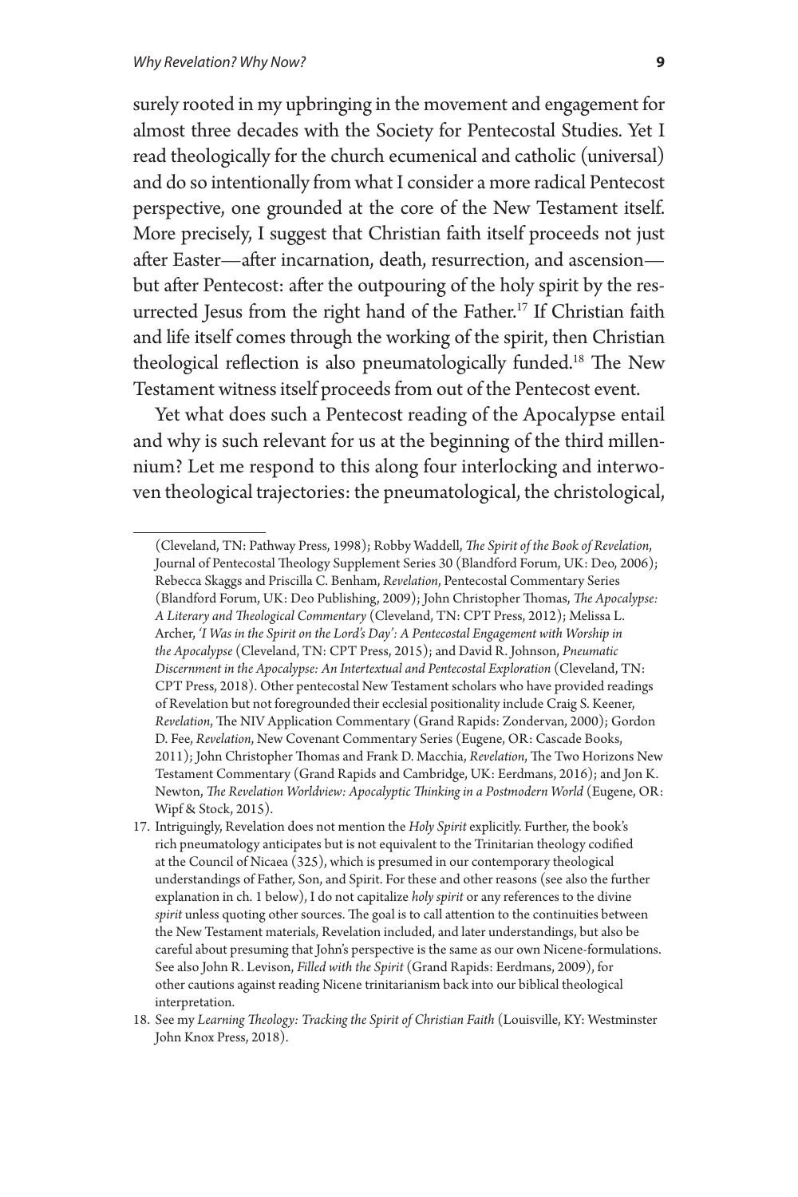surely rooted in my upbringing in the movement and engagement for almost three decades with the Society for Pentecostal Studies. Yet I read theologically for the church ecumenical and catholic (universal) and do so intentionally from what I consider a more radical Pentecost perspective, one grounded at the core of the New Testament itself. More precisely, I suggest that Christian faith itself proceeds not just after Easter—after incarnation, death, resurrection, and ascension—but after Pentecost: after the outpouring of the holy spirit by the resurrected Jesus from the right hand of the Father.[17] If Christian faith and life itself comes through the working of the spirit, then Christian theological reflection is also pneumatologically funded.[18] The New Testament witness itself proceeds from out of the Pentecost event.

Yet what does such a Pentecost reading of the Apocalypse entail and why is such relevant for us at the beginning of the third millennium? Let me respond to this along four interlocking and interwoven theological trajectories: the pneumatological, the christological,

---

(Cleveland, TN: Pathway Press, 1998); Robby Waddell, *The Spirit of the Book of Revelation*, Journal of Pentecostal Theology Supplement Series 30 (Blandford Forum, UK: Deo, 2006); Rebecca Skaggs and Priscilla C. Benham, *Revelation*, Pentecostal Commentary Series (Blandford Forum, UK: Deo Publishing, 2009); John Christopher Thomas, *The Apocalypse: A Literary and Theological Commentary* (Cleveland, TN: CPT Press, 2012); Melissa L. Archer, *'I Was in the Spirit on the Lord's Day': A Pentecostal Engagement with Worship in the Apocalypse* (Cleveland, TN: CPT Press, 2015); and David R. Johnson, *Pneumatic Discernment in the Apocalypse: An Intertextual and Pentecostal Exploration* (Cleveland, TN: CPT Press, 2018). Other pentecostal New Testament scholars who have provided readings of Revelation but not foregrounded their ecclesial positionality include Craig S. Keener, *Revelation*, The NIV Application Commentary (Grand Rapids: Zondervan, 2000); Gordon D. Fee, *Revelation*, New Covenant Commentary Series (Eugene, OR: Cascade Books, 2011); John Christopher Thomas and Frank D. Macchia, *Revelation*, The Two Horizons New Testament Commentary (Grand Rapids and Cambridge, UK: Eerdmans, 2016); and Jon K. Newton, *The Revelation Worldview: Apocalyptic Thinking in a Postmodern World* (Eugene, OR: Wipf & Stock, 2015).

17. Intriguingly, Revelation does not mention the *Holy Spirit* explicitly. Further, the book's rich pneumatology anticipates but is not equivalent to the Trinitarian theology codified at the Council of Nicaea (325), which is presumed in our contemporary theological understandings of Father, Son, and Spirit. For these and other reasons (see also the further explanation in ch. 1 below), I do not capitalize *holy spirit* or any references to the divine *spirit* unless quoting other sources. The goal is to call attention to the continuities between the New Testament materials, Revelation included, and later understandings, but also be careful about presuming that John's perspective is the same as our own Nicene-formulations. See also John R. Levison, *Filled with the Spirit* (Grand Rapids: Eerdmans, 2009), for other cautions against reading Nicene trinitarianism back into our biblical theological interpretation.

18. See my *Learning Theology: Tracking the Spirit of Christian Faith* (Louisville, KY: Westminster John Knox Press, 2018).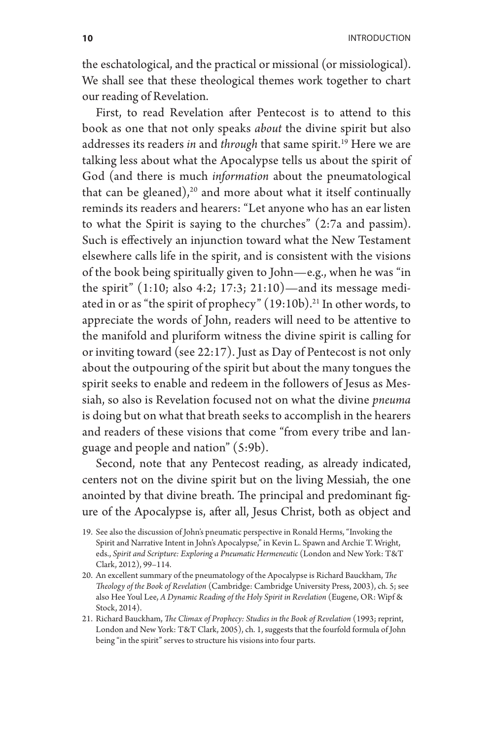the eschatological, and the practical or missional (or missiological). We shall see that these theological themes work together to chart our reading of Revelation.

First, to read Revelation after Pentecost is to attend to this book as one that not only speaks *about* the divine spirit but also addresses its readers *in* and *through* that same spirit.[19] Here we are talking less about what the Apocalypse tells us about the spirit of God (and there is much *information* about the pneumatological that can be gleaned),[20] and more about what it itself continually reminds its readers and hearers: "Let anyone who has an ear listen to what the Spirit is saying to the churches" (2:7a and passim). Such is effectively an injunction toward what the New Testament elsewhere calls life in the spirit, and is consistent with the visions of the book being spiritually given to John—e.g., when he was "in the spirit" (1:10; also 4:2; 17:3; 21:10)—and its message mediated in or as "the spirit of prophecy" (19:10b).[21] In other words, to appreciate the words of John, readers will need to be attentive to the manifold and pluriform witness the divine spirit is calling for or inviting toward (see 22:17). Just as Day of Pentecost is not only about the outpouring of the spirit but about the many tongues the spirit seeks to enable and redeem in the followers of Jesus as Messiah, so also is Revelation focused not on what the divine *pneuma* is doing but on what that breath seeks to accomplish in the hearers and readers of these visions that come "from every tribe and language and people and nation" (5:9b).

Second, note that any Pentecost reading, as already indicated, centers not on the divine spirit but on the living Messiah, the one anointed by that divine breath. The principal and predominant figure of the Apocalypse is, after all, Jesus Christ, both as object and

19. See also the discussion of John's pneumatic perspective in Ronald Herms, "Invoking the Spirit and Narrative Intent in John's Apocalypse," in Kevin L. Spawn and Archie T. Wright, eds., *Spirit and Scripture: Exploring a Pneumatic Hermeneutic* (London and New York: T&T Clark, 2012), 99–114.

20. An excellent summary of the pneumatology of the Apocalypse is Richard Bauckham, *The Theology of the Book of Revelation* (Cambridge: Cambridge University Press, 2003), ch. 5; see also Hee Youl Lee, *A Dynamic Reading of the Holy Spirit in Revelation* (Eugene, OR: Wipf & Stock, 2014).

21. Richard Bauckham, *The Climax of Prophecy: Studies in the Book of Revelation* (1993; reprint, London and New York: T&T Clark, 2005), ch. 1, suggests that the fourfold formula of John being "in the spirit" serves to structure his visions into four parts.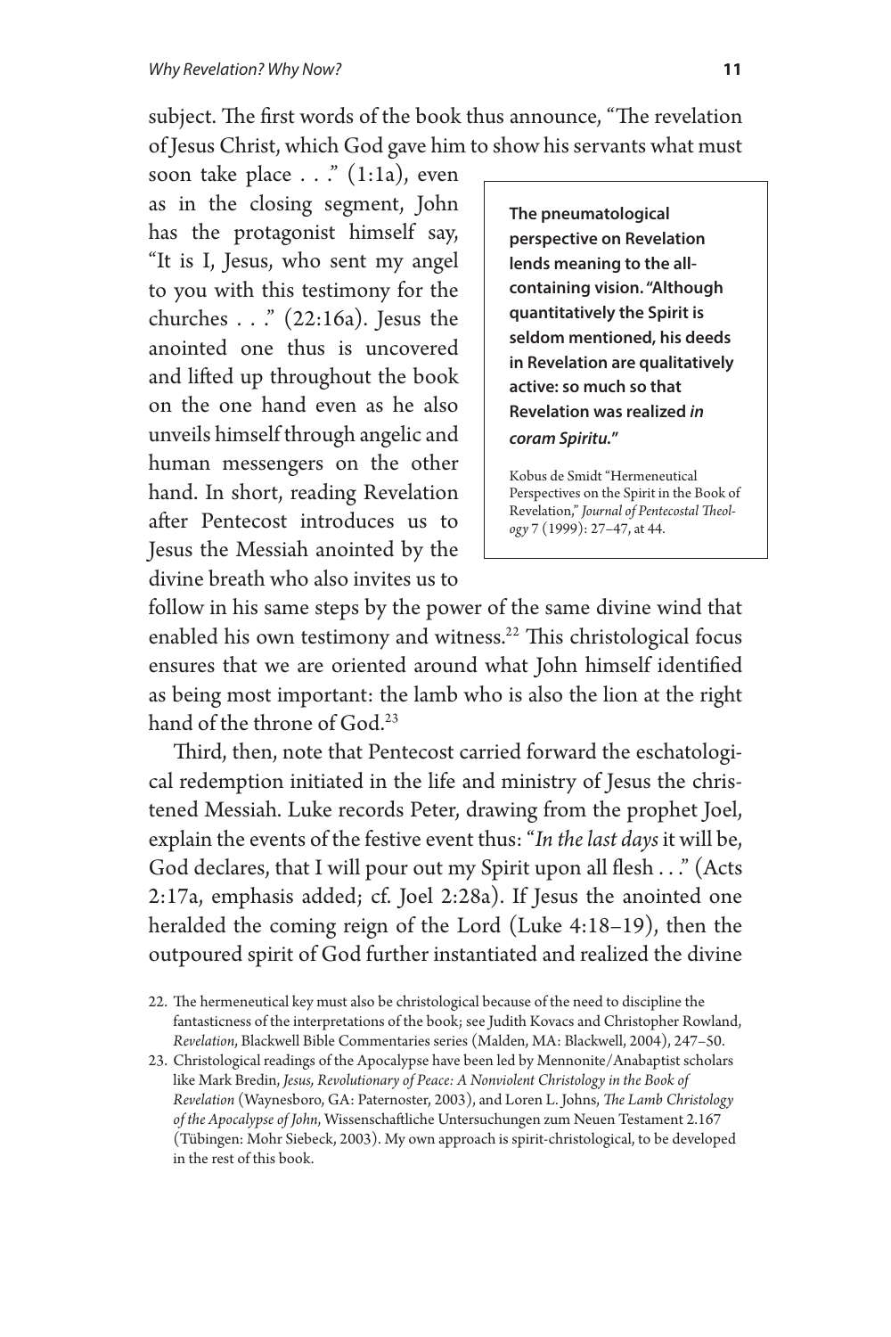subject. The first words of the book thus announce, "The revelation of Jesus Christ, which God gave him to show his servants what must soon take place . . ." (1:1a), even as in the closing segment, John has the protagonist himself say, "It is I, Jesus, who sent my angel to you with this testimony for the churches . . ." (22:16a). Jesus the anointed one thus is uncovered and lifted up throughout the book on the one hand even as he also unveils himself through angelic and human messengers on the other hand. In short, reading Revelation after Pentecost introduces us to Jesus the Messiah anointed by the divine breath who also invites us to follow in his same steps by the power of the same divine wind that enabled his own testimony and witness.[22] This christological focus ensures that we are oriented around what John himself identified as being most important: the lamb who is also the lion at the right hand of the throne of God.[23]

> **The pneumatological perspective on Revelation lends meaning to the all-containing vision. "Although quantitatively the Spirit is seldom mentioned, his deeds in Revelation are qualitatively active: so much so that Revelation was realized *in coram Spiritu*."**
>
> Kobus de Smidt "Hermeneutical Perspectives on the Spirit in the Book of Revelation," *Journal of Pentecostal Theology* 7 (1999): 27–47, at 44.

Third, then, note that Pentecost carried forward the eschatological redemption initiated in the life and ministry of Jesus the christened Messiah. Luke records Peter, drawing from the prophet Joel, explain the events of the festive event thus: "*In the last days* it will be, God declares, that I will pour out my Spirit upon all flesh . . ." (Acts 2:17a, emphasis added; cf. Joel 2:28a). If Jesus the anointed one heralded the coming reign of the Lord (Luke 4:18–19), then the outpoured spirit of God further instantiated and realized the divine

22. The hermeneutical key must also be christological because of the need to discipline the fantasticness of the interpretations of the book; see Judith Kovacs and Christopher Rowland, *Revelation*, Blackwell Bible Commentaries series (Malden, MA: Blackwell, 2004), 247–50.

23. Christological readings of the Apocalypse have been led by Mennonite/Anabaptist scholars like Mark Bredin, *Jesus, Revolutionary of Peace: A Nonviolent Christology in the Book of Revelation* (Waynesboro, GA: Paternoster, 2003), and Loren L. Johns, *The Lamb Christology of the Apocalypse of John*, Wissenschaftliche Untersuchungen zum Neuen Testament 2.167 (Tübingen: Mohr Siebeck, 2003). My own approach is spirit-christological, to be developed in the rest of this book.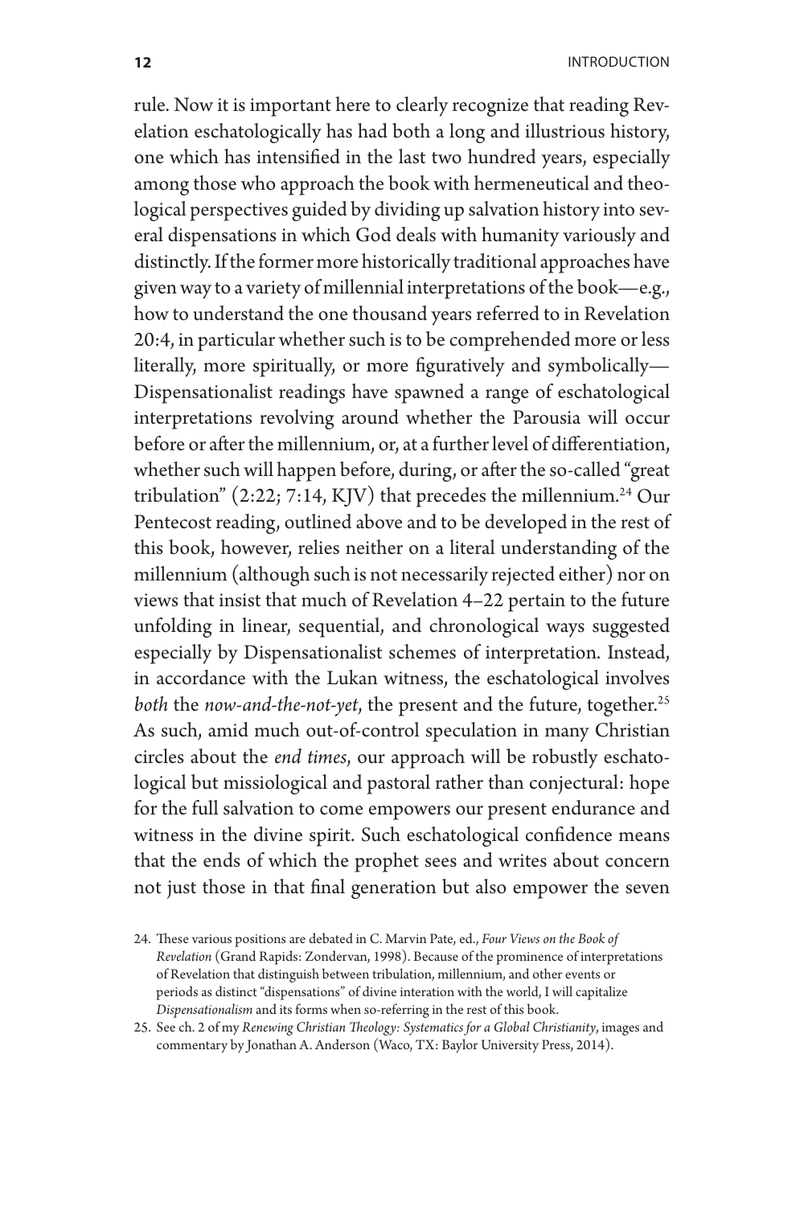rule. Now it is important here to clearly recognize that reading Revelation eschatologically has had both a long and illustrious history, one which has intensified in the last two hundred years, especially among those who approach the book with hermeneutical and theological perspectives guided by dividing up salvation history into several dispensations in which God deals with humanity variously and distinctly. If the former more historically traditional approaches have given way to a variety of millennial interpretations of the book—e.g., how to understand the one thousand years referred to in Revelation 20:4, in particular whether such is to be comprehended more or less literally, more spiritually, or more figuratively and symbolically—Dispensationalist readings have spawned a range of eschatological interpretations revolving around whether the Parousia will occur before or after the millennium, or, at a further level of differentiation, whether such will happen before, during, or after the so-called "great tribulation" (2:22; 7:14, KJV) that precedes the millennium.[24] Our Pentecost reading, outlined above and to be developed in the rest of this book, however, relies neither on a literal understanding of the millennium (although such is not necessarily rejected either) nor on views that insist that much of Revelation 4–22 pertain to the future unfolding in linear, sequential, and chronological ways suggested especially by Dispensationalist schemes of interpretation. Instead, in accordance with the Lukan witness, the eschatological involves *both* the *now-and-the-not-yet*, the present and the future, together.[25] As such, amid much out-of-control speculation in many Christian circles about the *end times*, our approach will be robustly eschatological but missiological and pastoral rather than conjectural: hope for the full salvation to come empowers our present endurance and witness in the divine spirit. Such eschatological confidence means that the ends of which the prophet sees and writes about concern not just those in that final generation but also empower the seven

24. These various positions are debated in C. Marvin Pate, ed., *Four Views on the Book of Revelation* (Grand Rapids: Zondervan, 1998). Because of the prominence of interpretations of Revelation that distinguish between tribulation, millennium, and other events or periods as distinct "dispensations" of divine interation with the world, I will capitalize *Dispensationalism* and its forms when so-referring in the rest of this book.

25. See ch. 2 of my *Renewing Christian Theology: Systematics for a Global Christianity*, images and commentary by Jonathan A. Anderson (Waco, TX: Baylor University Press, 2014).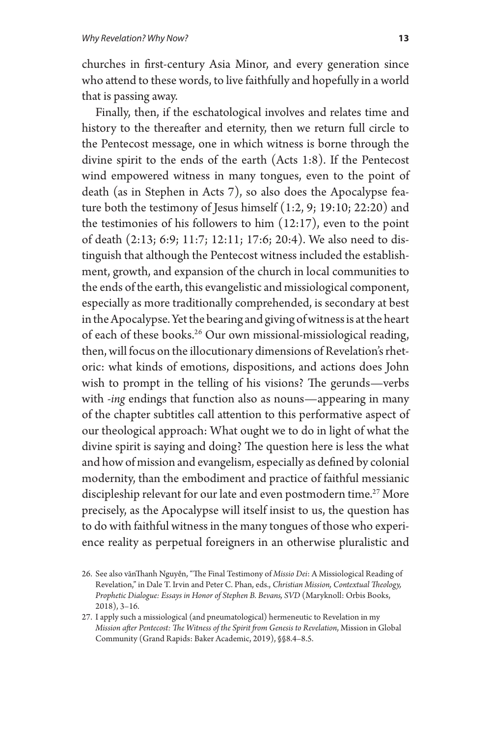churches in first-century Asia Minor, and every generation since who attend to these words, to live faithfully and hopefully in a world that is passing away.

Finally, then, if the eschatological involves and relates time and history to the thereafter and eternity, then we return full circle to the Pentecost message, one in which witness is borne through the divine spirit to the ends of the earth (Acts 1:8). If the Pentecost wind empowered witness in many tongues, even to the point of death (as in Stephen in Acts 7), so also does the Apocalypse feature both the testimony of Jesus himself (1:2, 9; 19:10; 22:20) and the testimonies of his followers to him (12:17), even to the point of death (2:13; 6:9; 11:7; 12:11; 17:6; 20:4). We also need to distinguish that although the Pentecost witness included the establishment, growth, and expansion of the church in local communities to the ends of the earth, this evangelistic and missiological component, especially as more traditionally comprehended, is secondary at best in the Apocalypse. Yet the bearing and giving of witness is at the heart of each of these books.[26] Our own missional-missiological reading, then, will focus on the illocutionary dimensions of Revelation's rhetoric: what kinds of emotions, dispositions, and actions does John wish to prompt in the telling of his visions? The gerunds—verbs with *-ing* endings that function also as nouns—appearing in many of the chapter subtitles call attention to this performative aspect of our theological approach: What ought we to do in light of what the divine spirit is saying and doing? The question here is less the what and how of mission and evangelism, especially as defined by colonial modernity, than the embodiment and practice of faithful messianic discipleship relevant for our late and even postmodern time.[27] More precisely, as the Apocalypse will itself insist to us, the question has to do with faithful witness in the many tongues of those who experience reality as perpetual foreigners in an otherwise pluralistic and

26. See also vănThanh Nguyễn, "The Final Testimony of *Missio Dei*: A Missiological Reading of Revelation," in Dale T. Irvin and Peter C. Phan, eds., *Christian Mission, Contextual Theology, Prophetic Dialogue: Essays in Honor of Stephen B. Bevans, SVD* (Maryknoll: Orbis Books, 2018), 3–16.

27. I apply such a missiological (and pneumatological) hermeneutic to Revelation in my *Mission after Pentecost: The Witness of the Spirit from Genesis to Revelation*, Mission in Global Community (Grand Rapids: Baker Academic, 2019), §§8.4–8.5.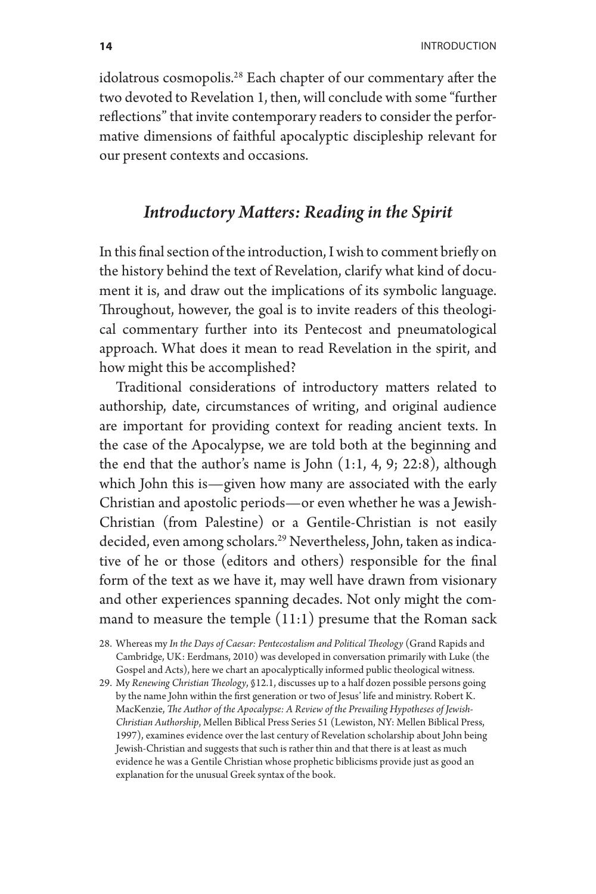idolatrous cosmopolis.[28] Each chapter of our commentary after the two devoted to Revelation 1, then, will conclude with some "further reflections" that invite contemporary readers to consider the performative dimensions of faithful apocalyptic discipleship relevant for our present contexts and occasions.

## *Introductory Matters: Reading in the Spirit*

In this final section of the introduction, I wish to comment briefly on the history behind the text of Revelation, clarify what kind of document it is, and draw out the implications of its symbolic language. Throughout, however, the goal is to invite readers of this theological commentary further into its Pentecost and pneumatological approach. What does it mean to read Revelation in the spirit, and how might this be accomplished?

Traditional considerations of introductory matters related to authorship, date, circumstances of writing, and original audience are important for providing context for reading ancient texts. In the case of the Apocalypse, we are told both at the beginning and the end that the author's name is John (1:1, 4, 9; 22:8), although which John this is—given how many are associated with the early Christian and apostolic periods—or even whether he was a Jewish-Christian (from Palestine) or a Gentile-Christian is not easily decided, even among scholars.[29] Nevertheless, John, taken as indicative of he or those (editors and others) responsible for the final form of the text as we have it, may well have drawn from visionary and other experiences spanning decades. Not only might the command to measure the temple (11:1) presume that the Roman sack

28. Whereas my *In the Days of Caesar: Pentecostalism and Political Theology* (Grand Rapids and Cambridge, UK: Eerdmans, 2010) was developed in conversation primarily with Luke (the Gospel and Acts), here we chart an apocalyptically informed public theological witness.

29. My *Renewing Christian Theology*, §12.1, discusses up to a half dozen possible persons going by the name John within the first generation or two of Jesus' life and ministry. Robert K. MacKenzie, *The Author of the Apocalypse: A Review of the Prevailing Hypotheses of Jewish-Christian Authorship*, Mellen Biblical Press Series 51 (Lewiston, NY: Mellen Biblical Press, 1997), examines evidence over the last century of Revelation scholarship about John being Jewish-Christian and suggests that such is rather thin and that there is at least as much evidence he was a Gentile Christian whose prophetic biblicisms provide just as good an explanation for the unusual Greek syntax of the book.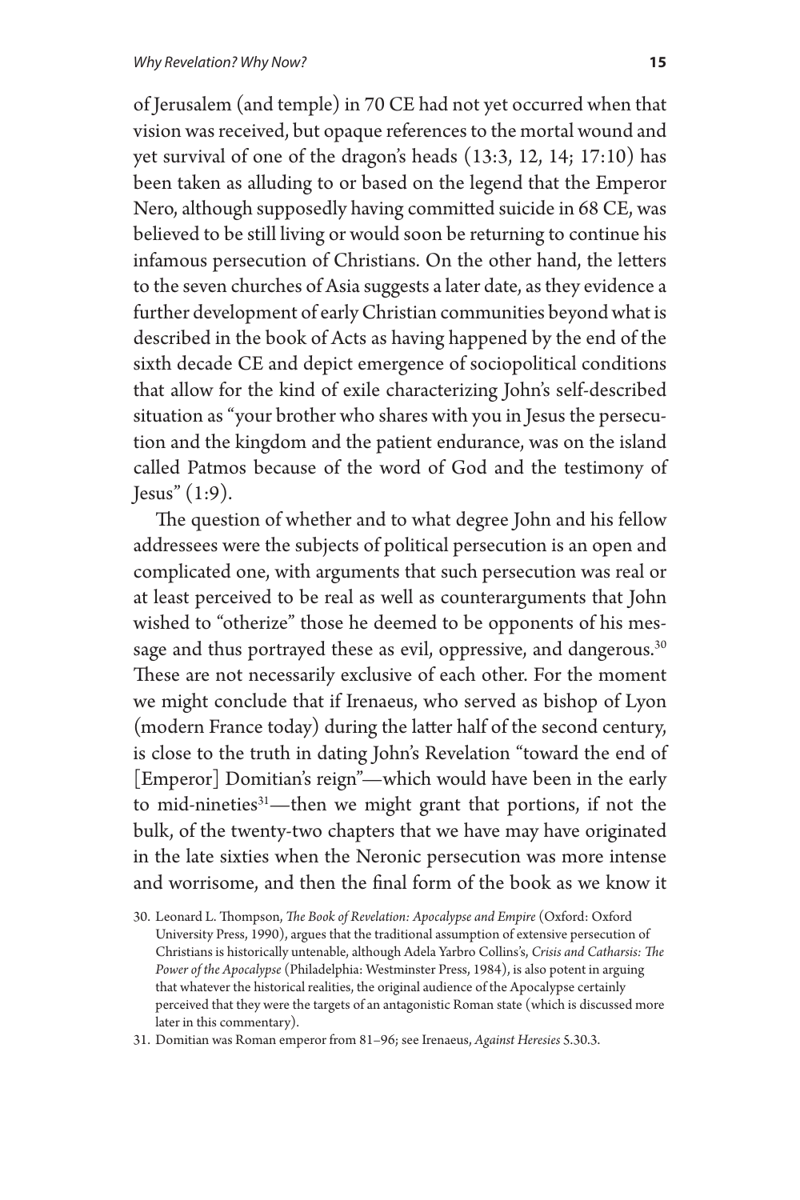of Jerusalem (and temple) in 70 CE had not yet occurred when that vision was received, but opaque references to the mortal wound and yet survival of one of the dragon's heads (13:3, 12, 14; 17:10) has been taken as alluding to or based on the legend that the Emperor Nero, although supposedly having committed suicide in 68 CE, was believed to be still living or would soon be returning to continue his infamous persecution of Christians. On the other hand, the letters to the seven churches of Asia suggests a later date, as they evidence a further development of early Christian communities beyond what is described in the book of Acts as having happened by the end of the sixth decade CE and depict emergence of sociopolitical conditions that allow for the kind of exile characterizing John's self-described situation as "your brother who shares with you in Jesus the persecution and the kingdom and the patient endurance, was on the island called Patmos because of the word of God and the testimony of Jesus" (1:9).

The question of whether and to what degree John and his fellow addressees were the subjects of political persecution is an open and complicated one, with arguments that such persecution was real or at least perceived to be real as well as counterarguments that John wished to "otherize" those he deemed to be opponents of his message and thus portrayed these as evil, oppressive, and dangerous.[30] These are not necessarily exclusive of each other. For the moment we might conclude that if Irenaeus, who served as bishop of Lyon (modern France today) during the latter half of the second century, is close to the truth in dating John's Revelation "toward the end of [Emperor] Domitian's reign"—which would have been in the early to mid-nineties[31]—then we might grant that portions, if not the bulk, of the twenty-two chapters that we have may have originated in the late sixties when the Neronic persecution was more intense and worrisome, and then the final form of the book as we know it

30. Leonard L. Thompson, *The Book of Revelation: Apocalypse and Empire* (Oxford: Oxford University Press, 1990), argues that the traditional assumption of extensive persecution of Christians is historically untenable, although Adela Yarbro Collins's, *Crisis and Catharsis: The Power of the Apocalypse* (Philadelphia: Westminster Press, 1984), is also potent in arguing that whatever the historical realities, the original audience of the Apocalypse certainly perceived that they were the targets of an antagonistic Roman state (which is discussed more later in this commentary).

31. Domitian was Roman emperor from 81–96; see Irenaeus, *Against Heresies* 5.30.3.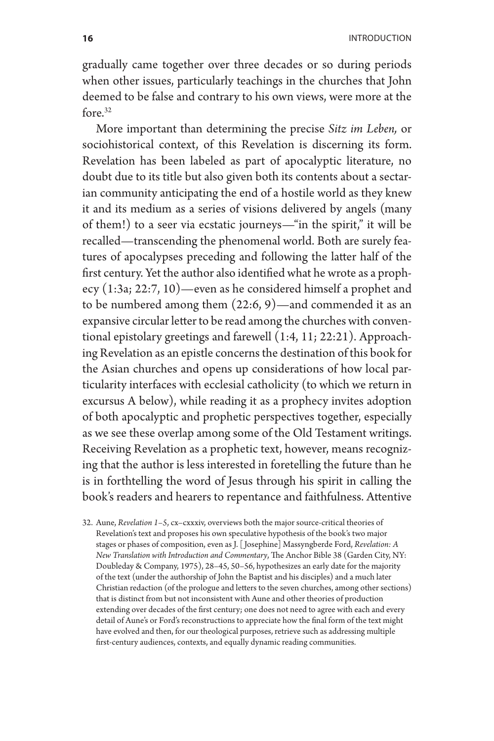gradually came together over three decades or so during periods when other issues, particularly teachings in the churches that John deemed to be false and contrary to his own views, were more at the fore.[32]

More important than determining the precise *Sitz im Leben,* or sociohistorical context, of this Revelation is discerning its form. Revelation has been labeled as part of apocalyptic literature, no doubt due to its title but also given both its contents about a sectarian community anticipating the end of a hostile world as they knew it and its medium as a series of visions delivered by angels (many of them!) to a seer via ecstatic journeys—"in the spirit," it will be recalled—transcending the phenomenal world. Both are surely features of apocalypses preceding and following the latter half of the first century. Yet the author also identified what he wrote as a prophecy (1:3a; 22:7, 10)—even as he considered himself a prophet and to be numbered among them (22:6, 9)—and commended it as an expansive circular letter to be read among the churches with conventional epistolary greetings and farewell (1:4, 11; 22:21). Approaching Revelation as an epistle concerns the destination of this book for the Asian churches and opens up considerations of how local particularity interfaces with ecclesial catholicity (to which we return in excursus A below), while reading it as a prophecy invites adoption of both apocalyptic and prophetic perspectives together, especially as we see these overlap among some of the Old Testament writings. Receiving Revelation as a prophetic text, however, means recognizing that the author is less interested in foretelling the future than he is in forthtelling the word of Jesus through his spirit in calling the book's readers and hearers to repentance and faithfulness. Attentive

32. Aune, *Revelation 1–5*, cx–cxxxiv, overviews both the major source-critical theories of Revelation's text and proposes his own speculative hypothesis of the book's two major stages or phases of composition, even as J. [Josephine] Massyngberde Ford, *Revelation: A New Translation with Introduction and Commentary*, The Anchor Bible 38 (Garden City, NY: Doubleday & Company, 1975), 28–45, 50–56, hypothesizes an early date for the majority of the text (under the authorship of John the Baptist and his disciples) and a much later Christian redaction (of the prologue and letters to the seven churches, among other sections) that is distinct from but not inconsistent with Aune and other theories of production extending over decades of the first century; one does not need to agree with each and every detail of Aune's or Ford's reconstructions to appreciate how the final form of the text might have evolved and then, for our theological purposes, retrieve such as addressing multiple first-century audiences, contexts, and equally dynamic reading communities.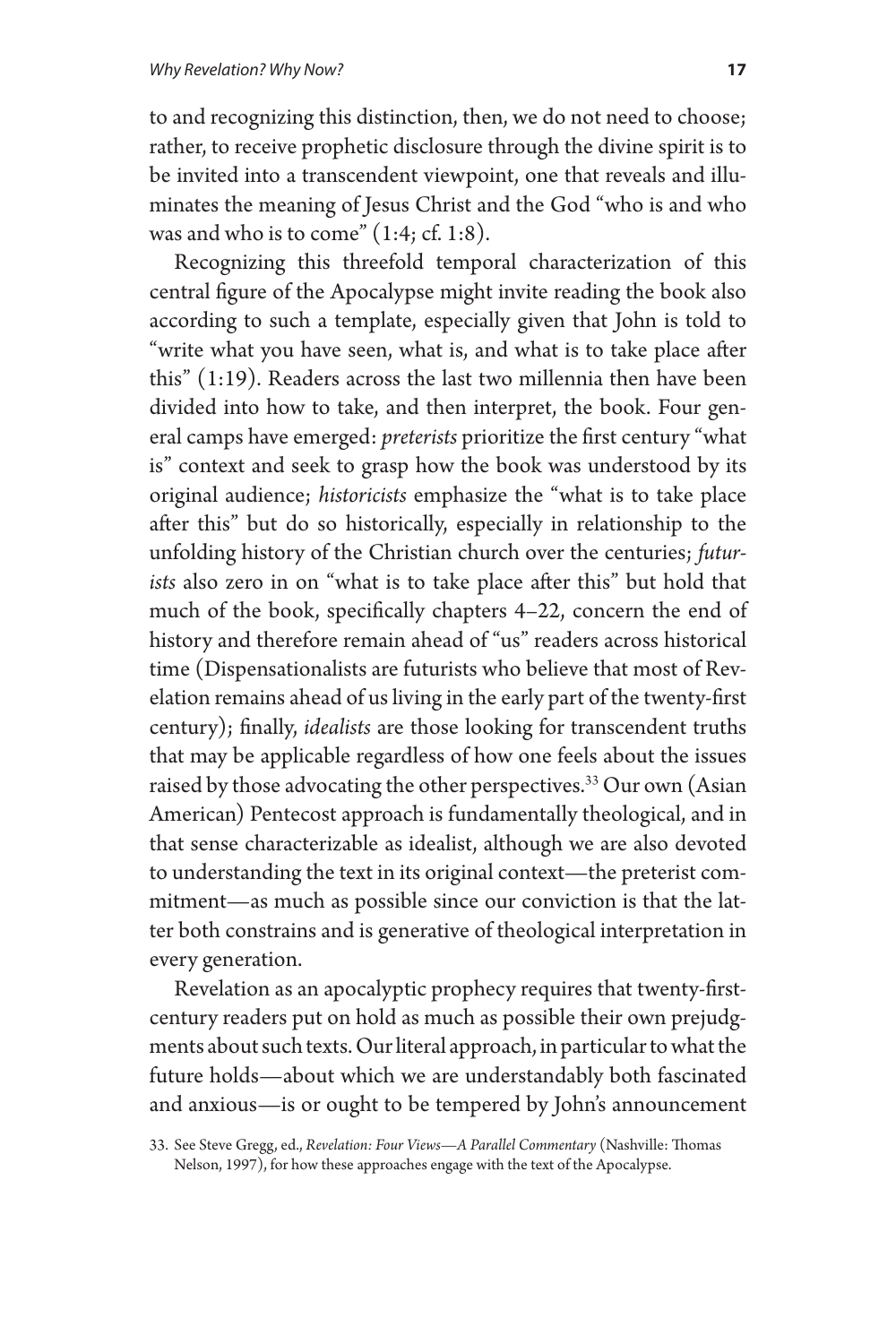to and recognizing this distinction, then, we do not need to choose; rather, to receive prophetic disclosure through the divine spirit is to be invited into a transcendent viewpoint, one that reveals and illuminates the meaning of Jesus Christ and the God "who is and who was and who is to come" (1:4; cf. 1:8).

Recognizing this threefold temporal characterization of this central figure of the Apocalypse might invite reading the book also according to such a template, especially given that John is told to "write what you have seen, what is, and what is to take place after this" (1:19). Readers across the last two millennia then have been divided into how to take, and then interpret, the book. Four general camps have emerged: *preterists* prioritize the first century "what is" context and seek to grasp how the book was understood by its original audience; *historicists* emphasize the "what is to take place after this" but do so historically, especially in relationship to the unfolding history of the Christian church over the centuries; *futurists* also zero in on "what is to take place after this" but hold that much of the book, specifically chapters 4–22, concern the end of history and therefore remain ahead of "us" readers across historical time (Dispensationalists are futurists who believe that most of Revelation remains ahead of us living in the early part of the twenty-first century); finally, *idealists* are those looking for transcendent truths that may be applicable regardless of how one feels about the issues raised by those advocating the other perspectives.[33] Our own (Asian American) Pentecost approach is fundamentally theological, and in that sense characterizable as idealist, although we are also devoted to understanding the text in its original context—the preterist commitment—as much as possible since our conviction is that the latter both constrains and is generative of theological interpretation in every generation.

Revelation as an apocalyptic prophecy requires that twenty-first-century readers put on hold as much as possible their own prejudgments about such texts. Our literal approach, in particular to what the future holds—about which we are understandably both fascinated and anxious—is or ought to be tempered by John's announcement

33. See Steve Gregg, ed., *Revelation: Four Views—A Parallel Commentary* (Nashville: Thomas Nelson, 1997), for how these approaches engage with the text of the Apocalypse.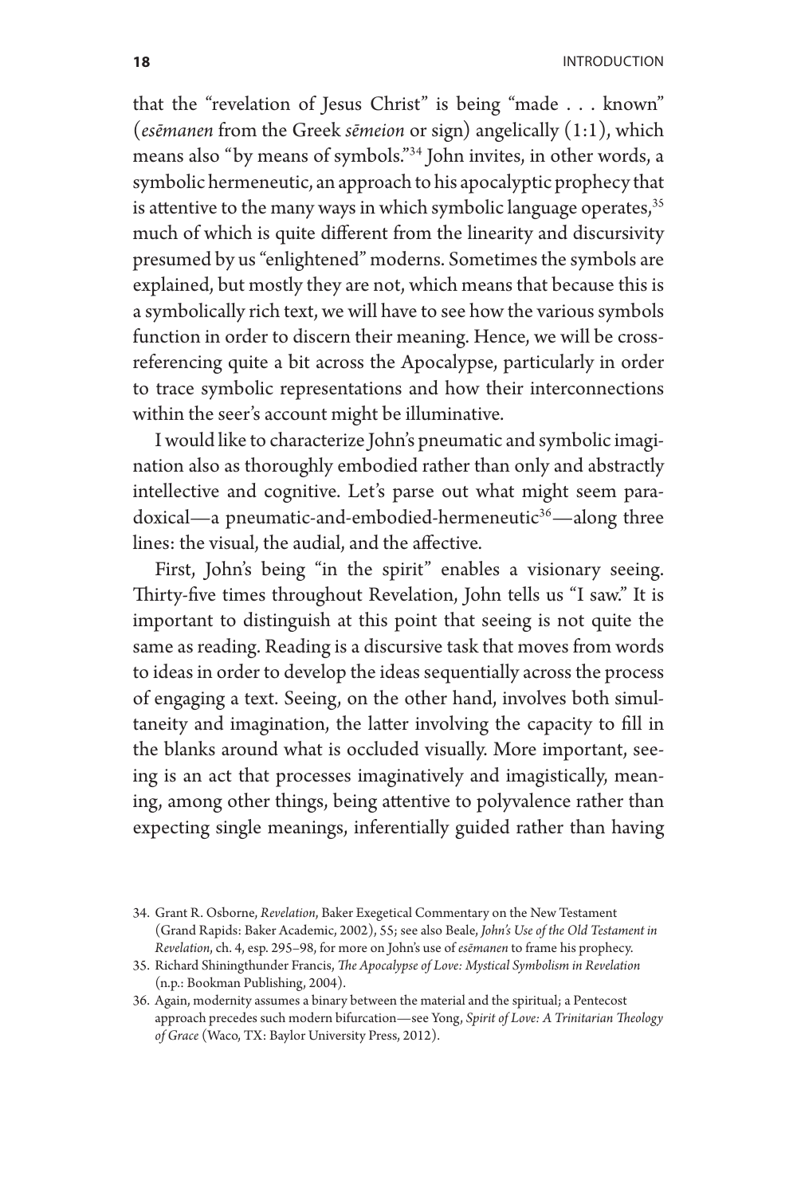that the "revelation of Jesus Christ" is being "made . . . known" (*esēmanen* from the Greek *sēmeion* or sign) angelically (1:1), which means also "by means of symbols."[34] John invites, in other words, a symbolic hermeneutic, an approach to his apocalyptic prophecy that is attentive to the many ways in which symbolic language operates,[35] much of which is quite different from the linearity and discursivity presumed by us "enlightened" moderns. Sometimes the symbols are explained, but mostly they are not, which means that because this is a symbolically rich text, we will have to see how the various symbols function in order to discern their meaning. Hence, we will be cross-referencing quite a bit across the Apocalypse, particularly in order to trace symbolic representations and how their interconnections within the seer's account might be illuminative.

I would like to characterize John's pneumatic and symbolic imagination also as thoroughly embodied rather than only and abstractly intellective and cognitive. Let's parse out what might seem paradoxical—a pneumatic-and-embodied-hermeneutic[36]—along three lines: the visual, the audial, and the affective.

First, John's being "in the spirit" enables a visionary seeing. Thirty-five times throughout Revelation, John tells us "I saw." It is important to distinguish at this point that seeing is not quite the same as reading. Reading is a discursive task that moves from words to ideas in order to develop the ideas sequentially across the process of engaging a text. Seeing, on the other hand, involves both simultaneity and imagination, the latter involving the capacity to fill in the blanks around what is occluded visually. More important, seeing is an act that processes imaginatively and imagistically, meaning, among other things, being attentive to polyvalence rather than expecting single meanings, inferentially guided rather than having

34. Grant R. Osborne, *Revelation*, Baker Exegetical Commentary on the New Testament (Grand Rapids: Baker Academic, 2002), 55; see also Beale, *John's Use of the Old Testament in Revelation*, ch. 4, esp. 295–98, for more on John's use of *esēmanen* to frame his prophecy.

35. Richard Shiningthunder Francis, *The Apocalypse of Love: Mystical Symbolism in Revelation* (n.p.: Bookman Publishing, 2004).

36. Again, modernity assumes a binary between the material and the spiritual; a Pentecost approach precedes such modern bifurcation—see Yong, *Spirit of Love: A Trinitarian Theology of Grace* (Waco, TX: Baylor University Press, 2012).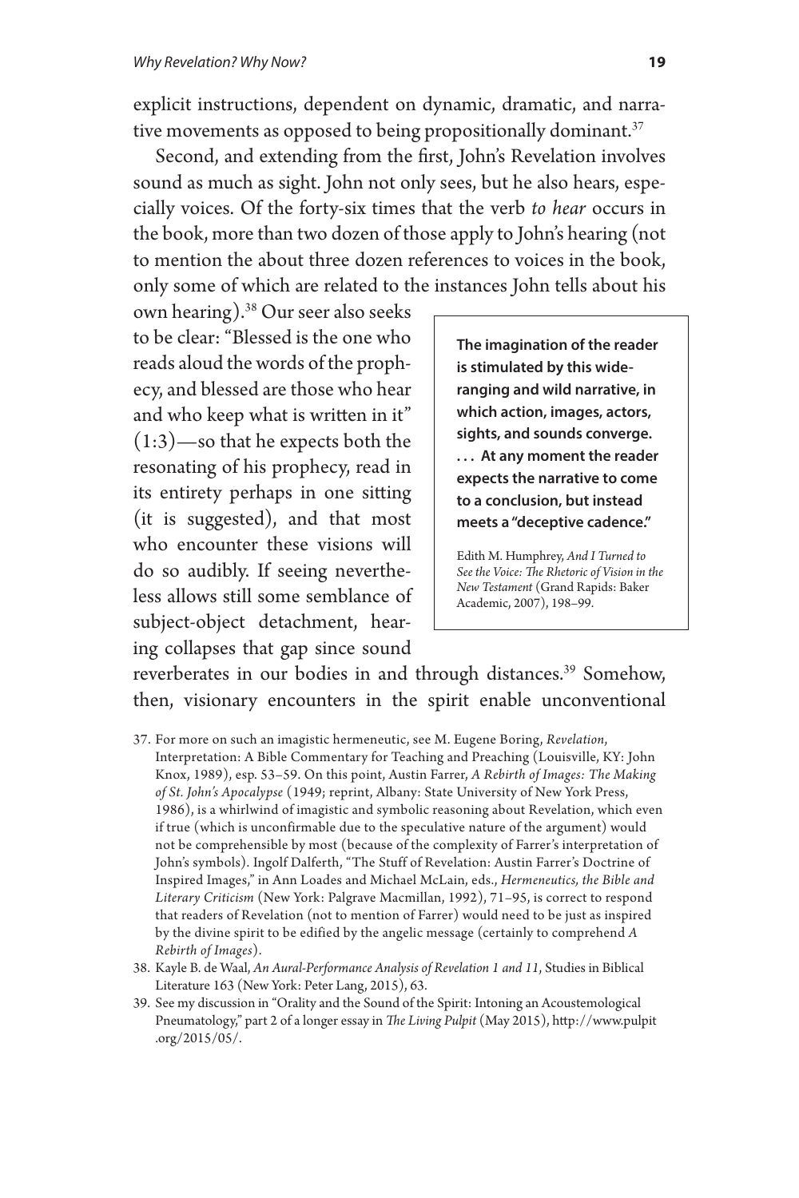explicit instructions, dependent on dynamic, dramatic, and narrative movements as opposed to being propositionally dominant.[37]

Second, and extending from the first, John's Revelation involves sound as much as sight. John not only sees, but he also hears, especially voices. Of the forty-six times that the verb *to hear* occurs in the book, more than two dozen of those apply to John's hearing (not to mention the about three dozen references to voices in the book, only some of which are related to the instances John tells about his own hearing).[38] Our seer also seeks to be clear: "Blessed is the one who reads aloud the words of the prophecy, and blessed are those who hear and who keep what is written in it" (1:3)—so that he expects both the resonating of his prophecy, read in its entirety perhaps in one sitting (it is suggested), and that most who encounter these visions will do so audibly. If seeing nevertheless allows still some semblance of subject-object detachment, hearing collapses that gap since sound reverberates in our bodies in and through distances.[39] Somehow, then, visionary encounters in the spirit enable unconventional

> **The imagination of the reader is stimulated by this wide-ranging and wild narrative, in which action, images, actors, sights, and sounds converge. . . . At any moment the reader expects the narrative to come to a conclusion, but instead meets a "deceptive cadence."**
>
> Edith M. Humphrey, *And I Turned to See the Voice: The Rhetoric of Vision in the New Testament* (Grand Rapids: Baker Academic, 2007), 198–99.

37. For more on such an imagistic hermeneutic, see M. Eugene Boring, *Revelation*, Interpretation: A Bible Commentary for Teaching and Preaching (Louisville, KY: John Knox, 1989), esp. 53–59. On this point, Austin Farrer, *A Rebirth of Images: The Making of St. John's Apocalypse* (1949; reprint, Albany: State University of New York Press, 1986), is a whirlwind of imagistic and symbolic reasoning about Revelation, which even if true (which is unconfirmable due to the speculative nature of the argument) would not be comprehensible by most (because of the complexity of Farrer's interpretation of John's symbols). Ingolf Dalferth, "The Stuff of Revelation: Austin Farrer's Doctrine of Inspired Images," in Ann Loades and Michael McLain, eds., *Hermeneutics, the Bible and Literary Criticism* (New York: Palgrave Macmillan, 1992), 71–95, is correct to respond that readers of Revelation (not to mention of Farrer) would need to be just as inspired by the divine spirit to be edified by the angelic message (certainly to comprehend *A Rebirth of Images*).
38. Kayle B. de Waal, *An Aural-Performance Analysis of Revelation 1 and 11*, Studies in Biblical Literature 163 (New York: Peter Lang, 2015), 63.
39. See my discussion in "Orality and the Sound of the Spirit: Intoning an Acoustemological Pneumatology," part 2 of a longer essay in *The Living Pulpit* (May 2015), http://www.pulpit.org/2015/05/.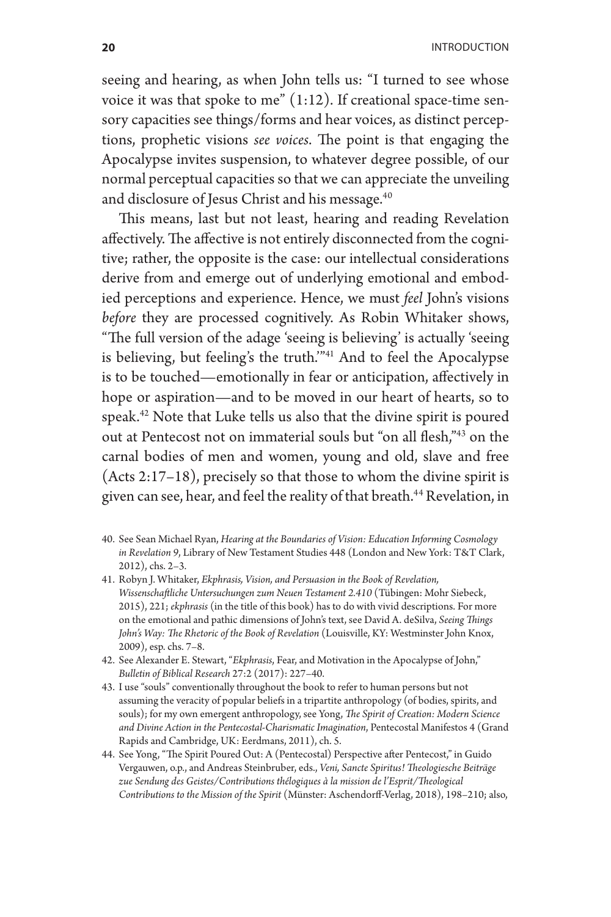seeing and hearing, as when John tells us: "I turned to see whose voice it was that spoke to me" (1:12). If creational space-time sensory capacities see things/forms and hear voices, as distinct perceptions, prophetic visions *see voices*. The point is that engaging the Apocalypse invites suspension, to whatever degree possible, of our normal perceptual capacities so that we can appreciate the unveiling and disclosure of Jesus Christ and his message.[40]

This means, last but not least, hearing and reading Revelation affectively. The affective is not entirely disconnected from the cognitive; rather, the opposite is the case: our intellectual considerations derive from and emerge out of underlying emotional and embodied perceptions and experience. Hence, we must *feel* John's visions *before* they are processed cognitively. As Robin Whitaker shows, "The full version of the adage 'seeing is believing' is actually 'seeing is believing, but feeling's the truth.'"[41] And to feel the Apocalypse is to be touched—emotionally in fear or anticipation, affectively in hope or aspiration—and to be moved in our heart of hearts, so to speak.[42] Note that Luke tells us also that the divine spirit is poured out at Pentecost not on immaterial souls but "on all flesh,"[43] on the carnal bodies of men and women, young and old, slave and free (Acts 2:17–18), precisely so that those to whom the divine spirit is given can see, hear, and feel the reality of that breath.[44] Revelation, in

40. See Sean Michael Ryan, *Hearing at the Boundaries of Vision: Education Informing Cosmology in Revelation 9*, Library of New Testament Studies 448 (London and New York: T&T Clark, 2012), chs. 2–3.

41. Robyn J. Whitaker, *Ekphrasis, Vision, and Persuasion in the Book of Revelation, Wissenschaftliche Untersuchungen zum Neuen Testament 2.410* (Tübingen: Mohr Siebeck, 2015), 221; *ekphrasis* (in the title of this book) has to do with vivid descriptions. For more on the emotional and pathic dimensions of John's text, see David A. deSilva, *Seeing Things John's Way: The Rhetoric of the Book of Revelation* (Louisville, KY: Westminster John Knox, 2009), esp. chs. 7–8.

42. See Alexander E. Stewart, "*Ekphrasis*, Fear, and Motivation in the Apocalypse of John," *Bulletin of Biblical Research* 27:2 (2017): 227–40.

43. I use "souls" conventionally throughout the book to refer to human persons but not assuming the veracity of popular beliefs in a tripartite anthropology (of bodies, spirits, and souls); for my own emergent anthropology, see Yong, *The Spirit of Creation: Modern Science and Divine Action in the Pentecostal-Charismatic Imagination*, Pentecostal Manifestos 4 (Grand Rapids and Cambridge, UK: Eerdmans, 2011), ch. 5.

44. See Yong, "The Spirit Poured Out: A (Pentecostal) Perspective after Pentecost," in Guido Vergauwen, o.p., and Andreas Steinbruber, eds., *Veni, Sancte Spiritus! Theologiesche Beiträge zue Sendung des Geistes/Contributions thélogiques à la mission de l'Esprit/Theological Contributions to the Mission of the Spirit* (Münster: Aschendorff-Verlag, 2018), 198–210; also,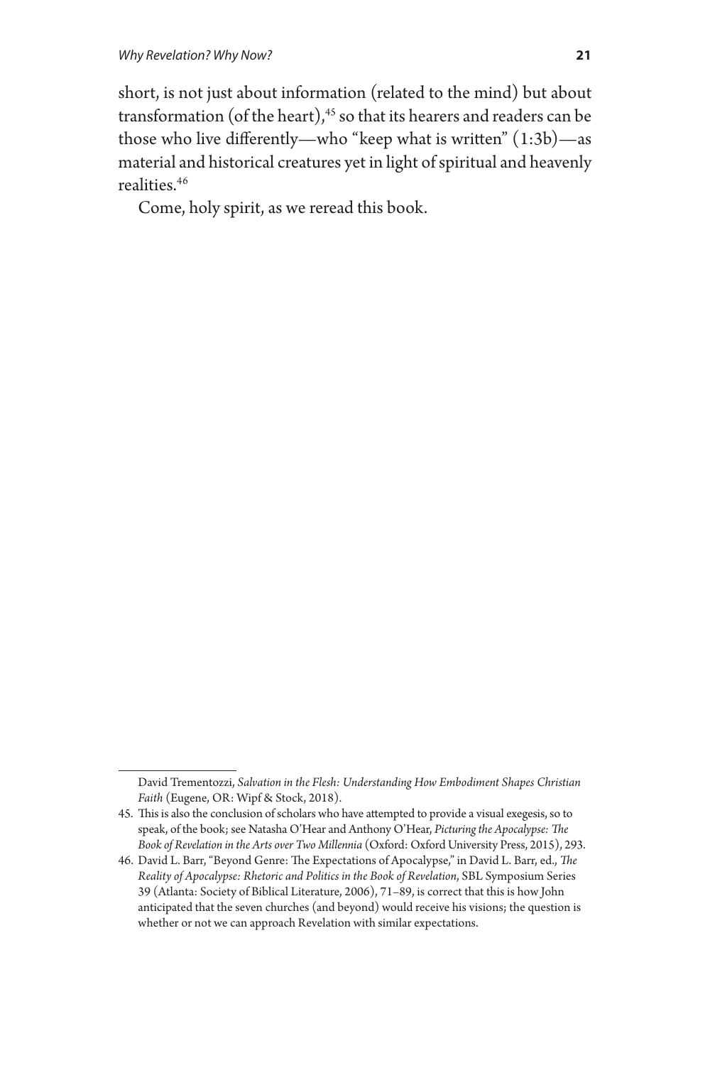short, is not just about information (related to the mind) but about transformation (of the heart),[45] so that its hearers and readers can be those who live differently—who "keep what is written" (1:3b)—as material and historical creatures yet in light of spiritual and heavenly realities.[46]

Come, holy spirit, as we reread this book.

---

David Trementozzi, *Salvation in the Flesh: Understanding How Embodiment Shapes Christian Faith* (Eugene, OR: Wipf & Stock, 2018).

45. This is also the conclusion of scholars who have attempted to provide a visual exegesis, so to speak, of the book; see Natasha O'Hear and Anthony O'Hear, *Picturing the Apocalypse: The Book of Revelation in the Arts over Two Millennia* (Oxford: Oxford University Press, 2015), 293.

46. David L. Barr, "Beyond Genre: The Expectations of Apocalypse," in David L. Barr, ed., *The Reality of Apocalypse: Rhetoric and Politics in the Book of Revelation*, SBL Symposium Series 39 (Atlanta: Society of Biblical Literature, 2006), 71–89, is correct that this is how John anticipated that the seven churches (and beyond) would receive his visions; the question is whether or not we can approach Revelation with similar expectations.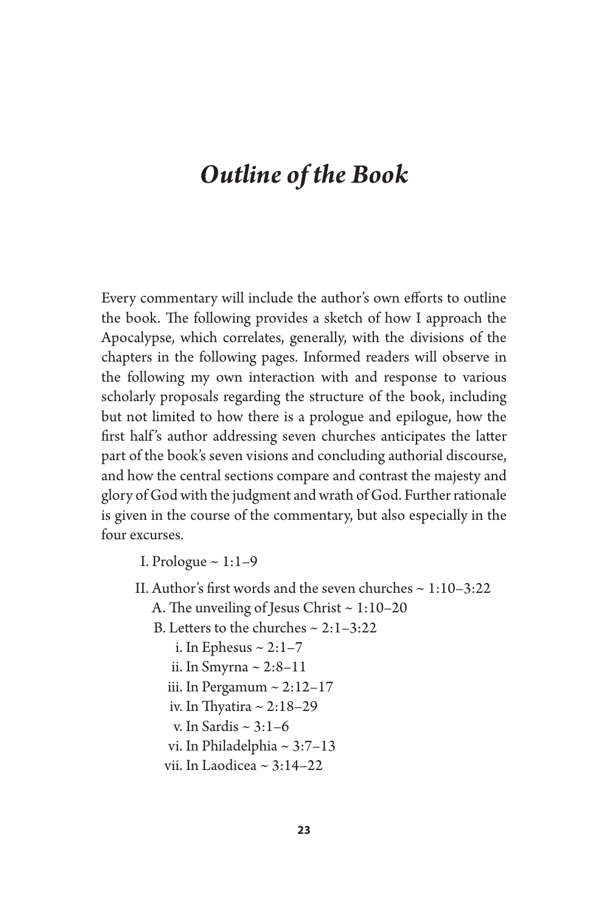# *Outline of the Book*

Every commentary will include the author's own efforts to outline the book. The following provides a sketch of how I approach the Apocalypse, which correlates, generally, with the divisions of the chapters in the following pages. Informed readers will observe in the following my own interaction with and response to various scholarly proposals regarding the structure of the book, including but not limited to how there is a prologue and epilogue, how the first half's author addressing seven churches anticipates the latter part of the book's seven visions and concluding authorial discourse, and how the central sections compare and contrast the majesty and glory of God with the judgment and wrath of God. Further rationale is given in the course of the commentary, but also especially in the four excursus.

- I. Prologue ~ 1:1–9
- II. Author's first words and the seven churches ~ 1:10–3:22
    - A. The unveiling of Jesus Christ ~ 1:10–20
    - B. Letters to the churches ~ 2:1–3:22
        - i. In Ephesus ~ 2:1–7
        - ii. In Smyrna ~ 2:8–11
        - iii. In Pergamum ~ 2:12–17
        - iv. In Thyatira ~ 2:18–29
        - v. In Sardis ~ 3:1–6
        - vi. In Philadelphia ~ 3:7–13
        - vii. In Laodicea ~ 3:14–22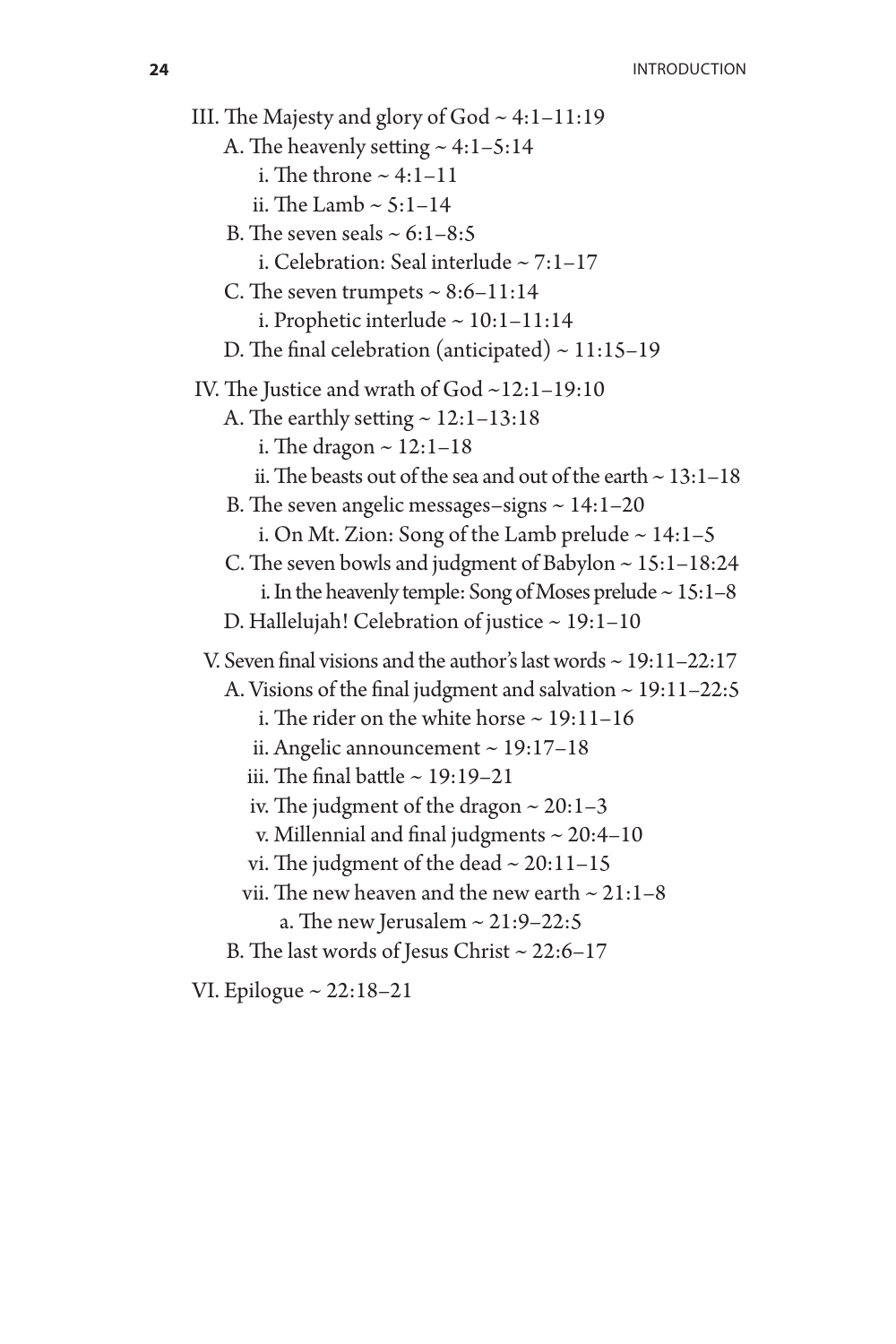- III. The Majesty and glory of God ~ 4:1–11:19
  - A. The heavenly setting ~ 4:1–5:14
    - i. The throne ~ 4:1–11
    - ii. The Lamb ~ 5:1–14
  - B. The seven seals ~ 6:1–8:5
    - i. Celebration: Seal interlude ~ 7:1–17
  - C. The seven trumpets ~ 8:6–11:14
    - i. Prophetic interlude ~ 10:1–11:14
  - D. The final celebration (anticipated) ~ 11:15–19
- IV. The Justice and wrath of God ~12:1–19:10
  - A. The earthly setting ~ 12:1–13:18
    - i. The dragon ~ 12:1–18
    - ii. The beasts out of the sea and out of the earth ~ 13:1–18
  - B. The seven angelic messages–signs ~ 14:1–20
    - i. On Mt. Zion: Song of the Lamb prelude ~ 14:1–5
  - C. The seven bowls and judgment of Babylon ~ 15:1–18:24
    - i. In the heavenly temple: Song of Moses prelude ~ 15:1–8
  - D. Hallelujah! Celebration of justice ~ 19:1–10
- V. Seven final visions and the author's last words ~ 19:11–22:17
  - A. Visions of the final judgment and salvation ~ 19:11–22:5
    - i. The rider on the white horse ~ 19:11–16
    - ii. Angelic announcement ~ 19:17–18
    - iii. The final battle ~ 19:19–21
    - iv. The judgment of the dragon ~ 20:1–3
    - v. Millennial and final judgments ~ 20:4–10
    - vi. The judgment of the dead ~ 20:11–15
    - vii. The new heaven and the new earth ~ 21:1–8
      - a. The new Jerusalem ~ 21:9–22:5
  - B. The last words of Jesus Christ ~ 22:6–17
- VI. Epilogue ~ 22:18–21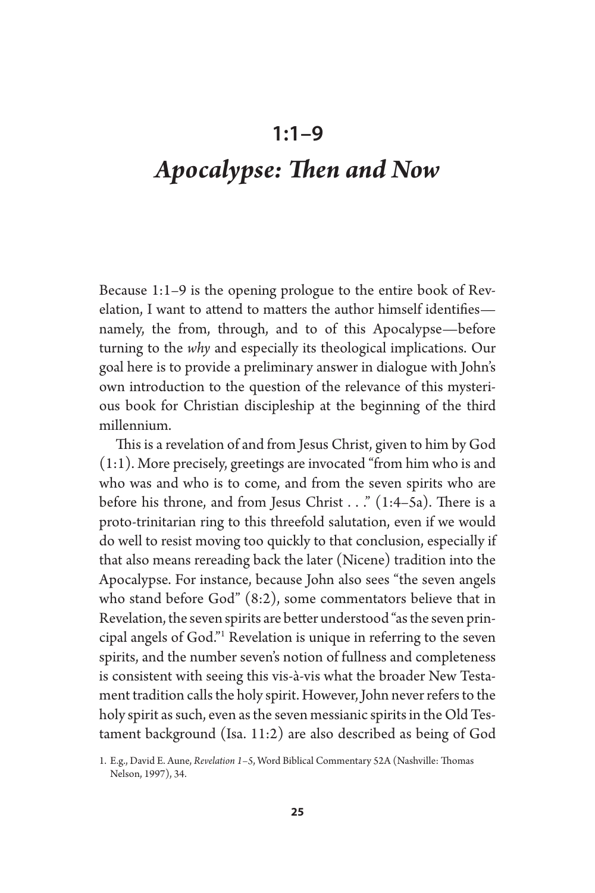# 1:1–9

## *Apocalypse: Then and Now*

Because 1:1–9 is the opening prologue to the entire book of Revelation, I want to attend to matters the author himself identifies—namely, the from, through, and to of this Apocalypse—before turning to the *why* and especially its theological implications. Our goal here is to provide a preliminary answer in dialogue with John's own introduction to the question of the relevance of this mysterious book for Christian discipleship at the beginning of the third millennium.

This is a revelation of and from Jesus Christ, given to him by God (1:1). More precisely, greetings are invocated "from him who is and who was and who is to come, and from the seven spirits who are before his throne, and from Jesus Christ . . ." (1:4–5a). There is a proto-trinitarian ring to this threefold salutation, even if we would do well to resist moving too quickly to that conclusion, especially if that also means rereading back the later (Nicene) tradition into the Apocalypse. For instance, because John also sees "the seven angels who stand before God" (8:2), some commentators believe that in Revelation, the seven spirits are better understood "as the seven principal angels of God."[1] Revelation is unique in referring to the seven spirits, and the number seven's notion of fullness and completeness is consistent with seeing this vis-à-vis what the broader New Testament tradition calls the holy spirit. However, John never refers to the holy spirit as such, even as the seven messianic spirits in the Old Testament background (Isa. 11:2) are also described as being of God

1. E.g., David E. Aune, *Revelation 1–5*, Word Biblical Commentary 52A (Nashville: Thomas Nelson, 1997), 34.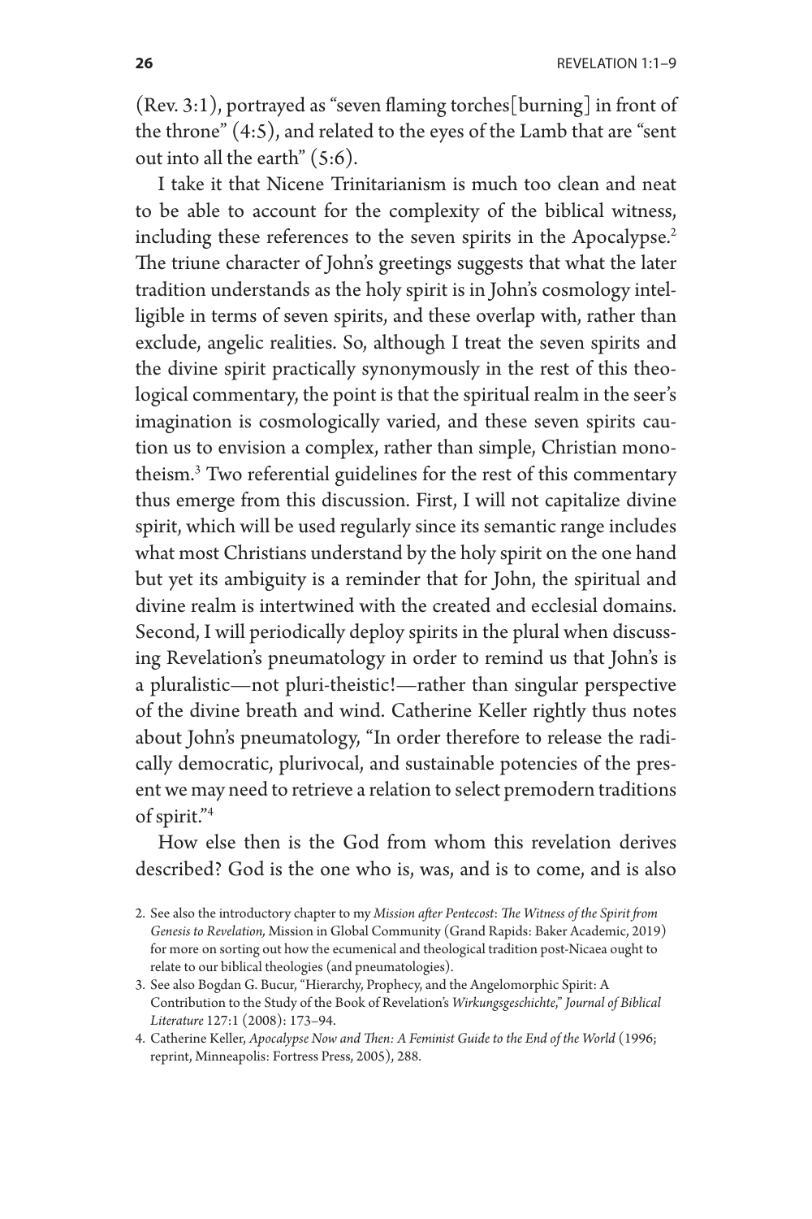(Rev. 3:1), portrayed as "seven flaming torches[burning] in front of the throne" (4:5), and related to the eyes of the Lamb that are "sent out into all the earth" (5:6).

I take it that Nicene Trinitarianism is much too clean and neat to be able to account for the complexity of the biblical witness, including these references to the seven spirits in the Apocalypse.[2] The triune character of John's greetings suggests that what the later tradition understands as the holy spirit is in John's cosmology intelligible in terms of seven spirits, and these overlap with, rather than exclude, angelic realities. So, although I treat the seven spirits and the divine spirit practically synonymously in the rest of this theological commentary, the point is that the spiritual realm in the seer's imagination is cosmologically varied, and these seven spirits caution us to envision a complex, rather than simple, Christian monotheism.[3] Two referential guidelines for the rest of this commentary thus emerge from this discussion. First, I will not capitalize divine spirit, which will be used regularly since its semantic range includes what most Christians understand by the holy spirit on the one hand but yet its ambiguity is a reminder that for John, the spiritual and divine realm is intertwined with the created and ecclesial domains. Second, I will periodically deploy spirits in the plural when discussing Revelation's pneumatology in order to remind us that John's is a pluralistic—not pluri-theistic!—rather than singular perspective of the divine breath and wind. Catherine Keller rightly thus notes about John's pneumatology, "In order therefore to release the radically democratic, plurivocal, and sustainable potencies of the present we may need to retrieve a relation to select premodern traditions of spirit."[4]

How else then is the God from whom this revelation derives described? God is the one who is, was, and is to come, and is also

2. See also the introductory chapter to my *Mission after Pentecost: The Witness of the Spirit from Genesis to Revelation,* Mission in Global Community (Grand Rapids: Baker Academic, 2019) for more on sorting out how the ecumenical and theological tradition post-Nicaea ought to relate to our biblical theologies (and pneumatologies).

3. See also Bogdan G. Bucur, "Hierarchy, Prophecy, and the Angelomorphic Spirit: A Contribution to the Study of the Book of Revelation's *Wirkungsgeschichte*," *Journal of Biblical Literature* 127:1 (2008): 173–94.

4. Catherine Keller, *Apocalypse Now and Then: A Feminist Guide to the End of the World* (1996; reprint, Minneapolis: Fortress Press, 2005), 288.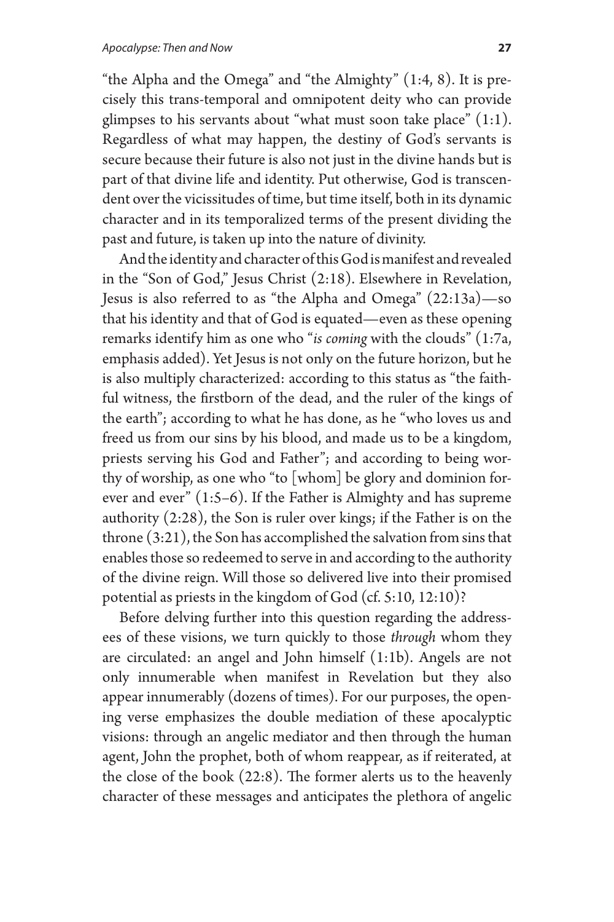"the Alpha and the Omega" and "the Almighty" (1:4, 8). It is precisely this trans-temporal and omnipotent deity who can provide glimpses to his servants about "what must soon take place" (1:1). Regardless of what may happen, the destiny of God's servants is secure because their future is also not just in the divine hands but is part of that divine life and identity. Put otherwise, God is transcendent over the vicissitudes of time, but time itself, both in its dynamic character and in its temporalized terms of the present dividing the past and future, is taken up into the nature of divinity.

And the identity and character of this God is manifest and revealed in the "Son of God," Jesus Christ (2:18). Elsewhere in Revelation, Jesus is also referred to as "the Alpha and Omega" (22:13a)—so that his identity and that of God is equated—even as these opening remarks identify him as one who "*is coming* with the clouds" (1:7a, emphasis added). Yet Jesus is not only on the future horizon, but he is also multiply characterized: according to this status as "the faithful witness, the firstborn of the dead, and the ruler of the kings of the earth"; according to what he has done, as he "who loves us and freed us from our sins by his blood, and made us to be a kingdom, priests serving his God and Father"; and according to being worthy of worship, as one who "to [whom] be glory and dominion forever and ever" (1:5–6). If the Father is Almighty and has supreme authority (2:28), the Son is ruler over kings; if the Father is on the throne (3:21), the Son has accomplished the salvation from sins that enables those so redeemed to serve in and according to the authority of the divine reign. Will those so delivered live into their promised potential as priests in the kingdom of God (cf. 5:10, 12:10)?

Before delving further into this question regarding the addressees of these visions, we turn quickly to those *through* whom they are circulated: an angel and John himself (1:1b). Angels are not only innumerable when manifest in Revelation but they also appear innumerably (dozens of times). For our purposes, the opening verse emphasizes the double mediation of these apocalyptic visions: through an angelic mediator and then through the human agent, John the prophet, both of whom reappear, as if reiterated, at the close of the book (22:8). The former alerts us to the heavenly character of these messages and anticipates the plethora of angelic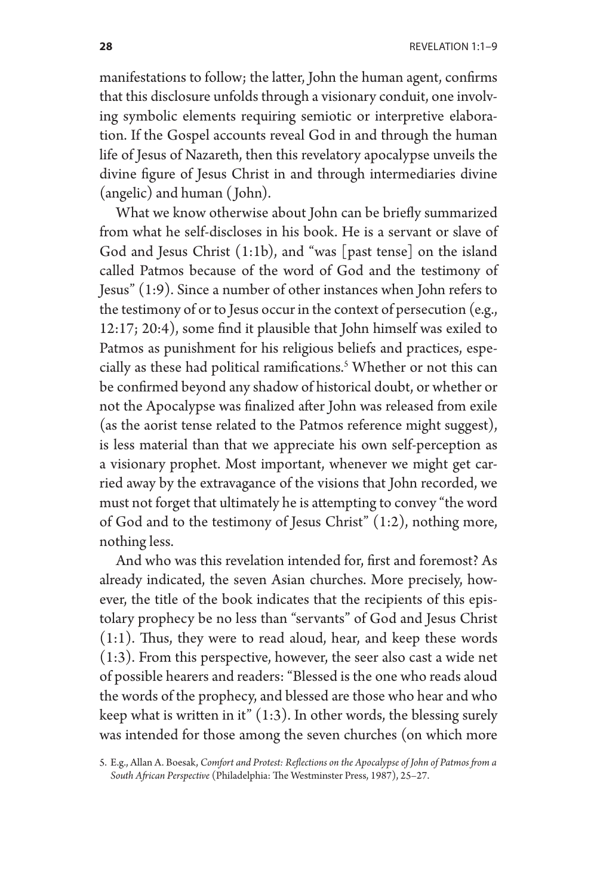manifestations to follow; the latter, John the human agent, confirms that this disclosure unfolds through a visionary conduit, one involving symbolic elements requiring semiotic or interpretive elaboration. If the Gospel accounts reveal God in and through the human life of Jesus of Nazareth, then this revelatory apocalypse unveils the divine figure of Jesus Christ in and through intermediaries divine (angelic) and human (John).

What we know otherwise about John can be briefly summarized from what he self-discloses in his book. He is a servant or slave of God and Jesus Christ (1:1b), and "was [past tense] on the island called Patmos because of the word of God and the testimony of Jesus" (1:9). Since a number of other instances when John refers to the testimony of or to Jesus occur in the context of persecution (e.g., 12:17; 20:4), some find it plausible that John himself was exiled to Patmos as punishment for his religious beliefs and practices, especially as these had political ramifications.[5] Whether or not this can be confirmed beyond any shadow of historical doubt, or whether or not the Apocalypse was finalized after John was released from exile (as the aorist tense related to the Patmos reference might suggest), is less material than that we appreciate his own self-perception as a visionary prophet. Most important, whenever we might get carried away by the extravagance of the visions that John recorded, we must not forget that ultimately he is attempting to convey "the word of God and to the testimony of Jesus Christ" (1:2), nothing more, nothing less.

And who was this revelation intended for, first and foremost? As already indicated, the seven Asian churches. More precisely, however, the title of the book indicates that the recipients of this epistolary prophecy be no less than "servants" of God and Jesus Christ (1:1). Thus, they were to read aloud, hear, and keep these words (1:3). From this perspective, however, the seer also cast a wide net of possible hearers and readers: "Blessed is the one who reads aloud the words of the prophecy, and blessed are those who hear and who keep what is written in it" (1:3). In other words, the blessing surely was intended for those among the seven churches (on which more

5. E.g., Allan A. Boesak, *Comfort and Protest: Reflections on the Apocalypse of John of Patmos from a South African Perspective* (Philadelphia: The Westminster Press, 1987), 25–27.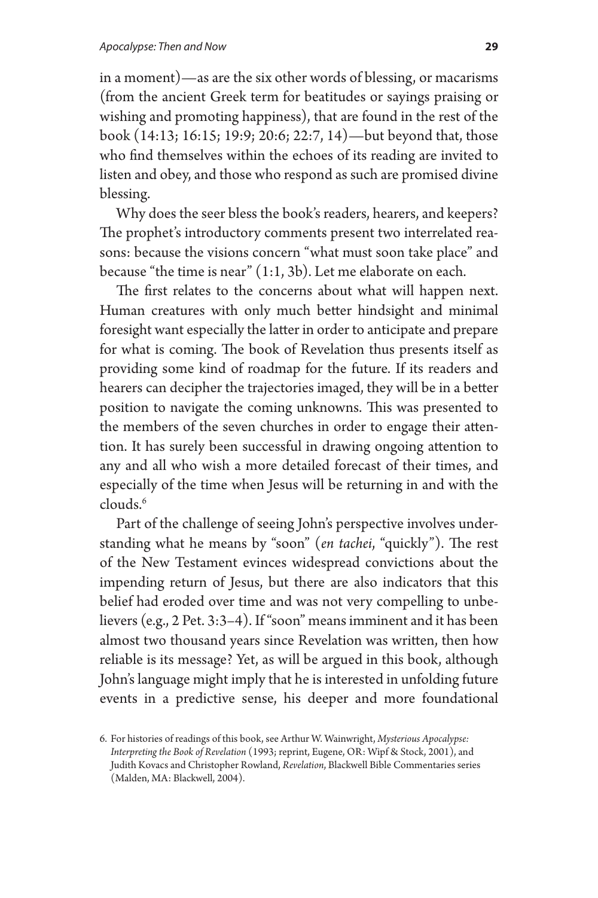in a moment)—as are the six other words of blessing, or macarisms (from the ancient Greek term for beatitudes or sayings praising or wishing and promoting happiness), that are found in the rest of the book (14:13; 16:15; 19:9; 20:6; 22:7, 14)—but beyond that, those who find themselves within the echoes of its reading are invited to listen and obey, and those who respond as such are promised divine blessing.

Why does the seer bless the book's readers, hearers, and keepers? The prophet's introductory comments present two interrelated reasons: because the visions concern "what must soon take place" and because "the time is near" (1:1, 3b). Let me elaborate on each.

The first relates to the concerns about what will happen next. Human creatures with only much better hindsight and minimal foresight want especially the latter in order to anticipate and prepare for what is coming. The book of Revelation thus presents itself as providing some kind of roadmap for the future. If its readers and hearers can decipher the trajectories imaged, they will be in a better position to navigate the coming unknowns. This was presented to the members of the seven churches in order to engage their attention. It has surely been successful in drawing ongoing attention to any and all who wish a more detailed forecast of their times, and especially of the time when Jesus will be returning in and with the clouds.[6]

Part of the challenge of seeing John's perspective involves understanding what he means by "soon" (*en tachei*, "quickly"). The rest of the New Testament evinces widespread convictions about the impending return of Jesus, but there are also indicators that this belief had eroded over time and was not very compelling to unbelievers (e.g., 2 Pet. 3:3–4). If "soon" means imminent and it has been almost two thousand years since Revelation was written, then how reliable is its message? Yet, as will be argued in this book, although John's language might imply that he is interested in unfolding future events in a predictive sense, his deeper and more foundational

6. For histories of readings of this book, see Arthur W. Wainwright, *Mysterious Apocalypse: Interpreting the Book of Revelation* (1993; reprint, Eugene, OR: Wipf & Stock, 2001), and Judith Kovacs and Christopher Rowland, *Revelation*, Blackwell Bible Commentaries series (Malden, MA: Blackwell, 2004).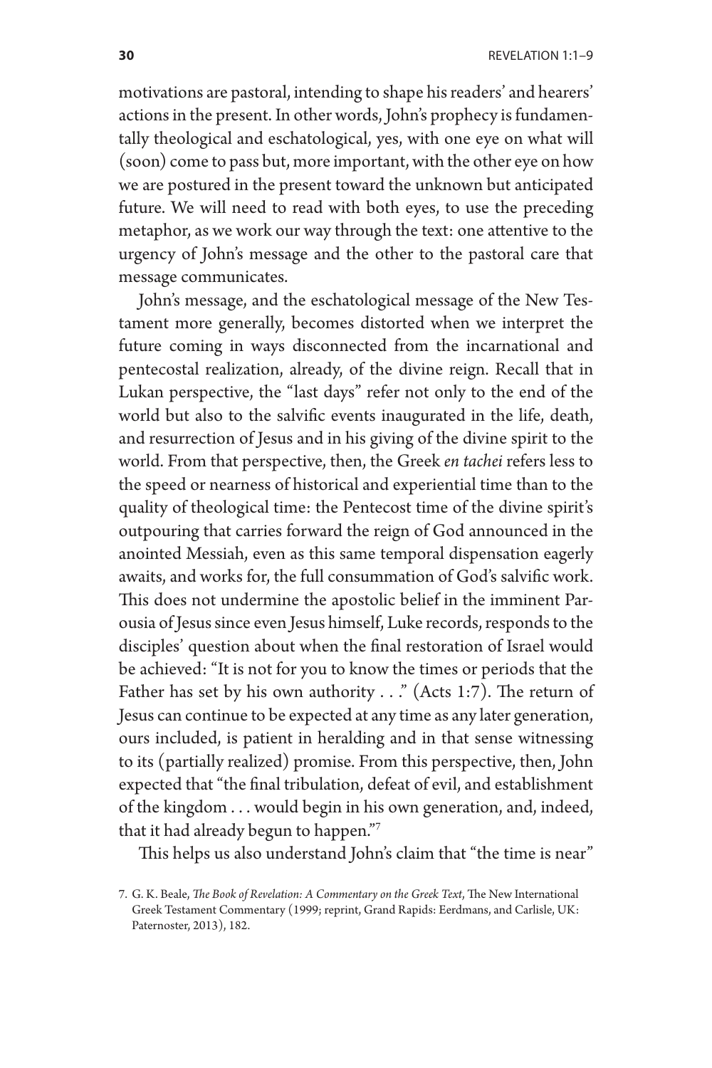motivations are pastoral, intending to shape his readers' and hearers' actions in the present. In other words, John's prophecy is fundamentally theological and eschatological, yes, with one eye on what will (soon) come to pass but, more important, with the other eye on how we are postured in the present toward the unknown but anticipated future. We will need to read with both eyes, to use the preceding metaphor, as we work our way through the text: one attentive to the urgency of John's message and the other to the pastoral care that message communicates.

John's message, and the eschatological message of the New Testament more generally, becomes distorted when we interpret the future coming in ways disconnected from the incarnational and pentecostal realization, already, of the divine reign. Recall that in Lukan perspective, the "last days" refer not only to the end of the world but also to the salvific events inaugurated in the life, death, and resurrection of Jesus and in his giving of the divine spirit to the world. From that perspective, then, the Greek *en tachei* refers less to the speed or nearness of historical and experiential time than to the quality of theological time: the Pentecost time of the divine spirit's outpouring that carries forward the reign of God announced in the anointed Messiah, even as this same temporal dispensation eagerly awaits, and works for, the full consummation of God's salvific work. This does not undermine the apostolic belief in the imminent Parousia of Jesus since even Jesus himself, Luke records, responds to the disciples' question about when the final restoration of Israel would be achieved: "It is not for you to know the times or periods that the Father has set by his own authority . . ." (Acts 1:7). The return of Jesus can continue to be expected at any time as any later generation, ours included, is patient in heralding and in that sense witnessing to its (partially realized) promise. From this perspective, then, John expected that "the final tribulation, defeat of evil, and establishment of the kingdom . . . would begin in his own generation, and, indeed, that it had already begun to happen."[7]

This helps us also understand John's claim that "the time is near"

7. G. K. Beale, *The Book of Revelation: A Commentary on the Greek Text*, The New International Greek Testament Commentary (1999; reprint, Grand Rapids: Eerdmans, and Carlisle, UK: Paternoster, 2013), 182.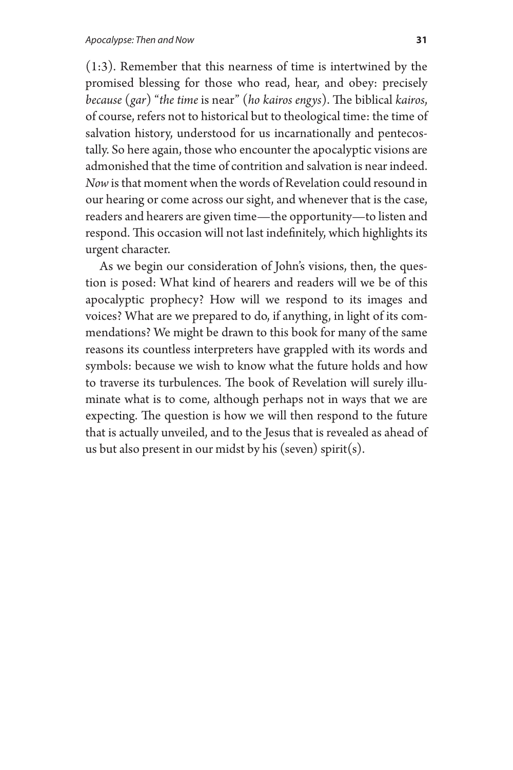(1:3). Remember that this nearness of time is intertwined by the promised blessing for those who read, hear, and obey: precisely *because* (*gar*) "*the time* is near" (*ho kairos engys*). The biblical *kairos*, of course, refers not to historical but to theological time: the time of salvation history, understood for us incarnationally and pentecostally. So here again, those who encounter the apocalyptic visions are admonished that the time of contrition and salvation is near indeed. *Now* is that moment when the words of Revelation could resound in our hearing or come across our sight, and whenever that is the case, readers and hearers are given time—the opportunity—to listen and respond. This occasion will not last indefinitely, which highlights its urgent character.

As we begin our consideration of John's visions, then, the question is posed: What kind of hearers and readers will we be of this apocalyptic prophecy? How will we respond to its images and voices? What are we prepared to do, if anything, in light of its commendations? We might be drawn to this book for many of the same reasons its countless interpreters have grappled with its words and symbols: because we wish to know what the future holds and how to traverse its turbulences. The book of Revelation will surely illuminate what is to come, although perhaps not in ways that we are expecting. The question is how we will then respond to the future that is actually unveiled, and to the Jesus that is revealed as ahead of us but also present in our midst by his (seven) spirit(s).